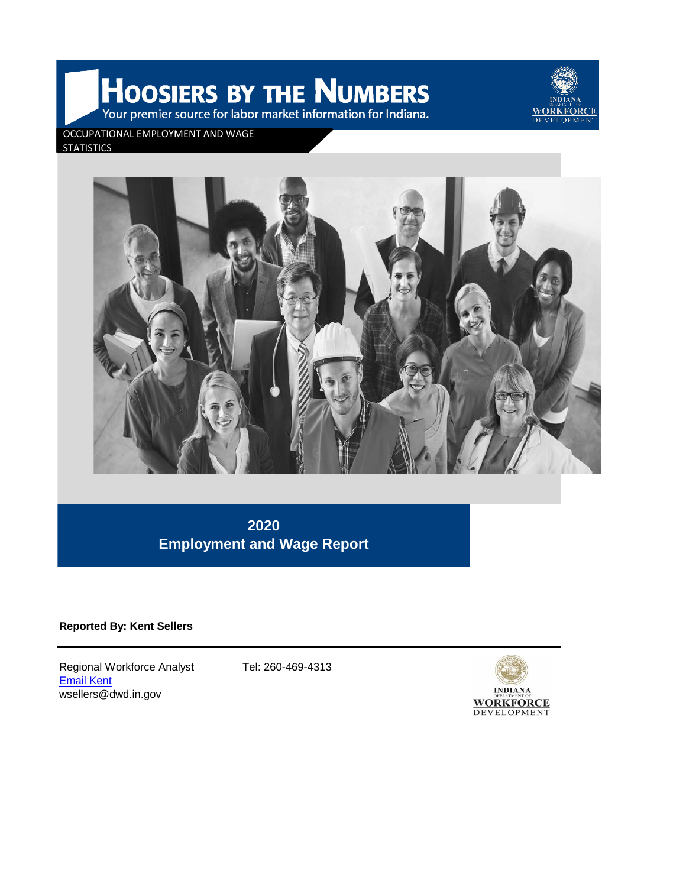# HOOSIERS BY THE NUMBERS

Your premier source for labor market information for Indiana.

INDIANA DEPARTMENT OF WORKFORCE DEVELOPMENT

OCCUPATIONAL EMPLOYMENT AND WAGE STATISTICS

## 2020
## Employment and Wage Report

**Reported By: Kent Sellers**

---

Regional Workforce Analyst
[Email Kent](mailto:wsellers@dwd.in.gov)
wsellers@dwd.in.gov

Tel: 260-469-4313

INDIANA DEPARTMENT OF WORKFORCE DEVELOPMENT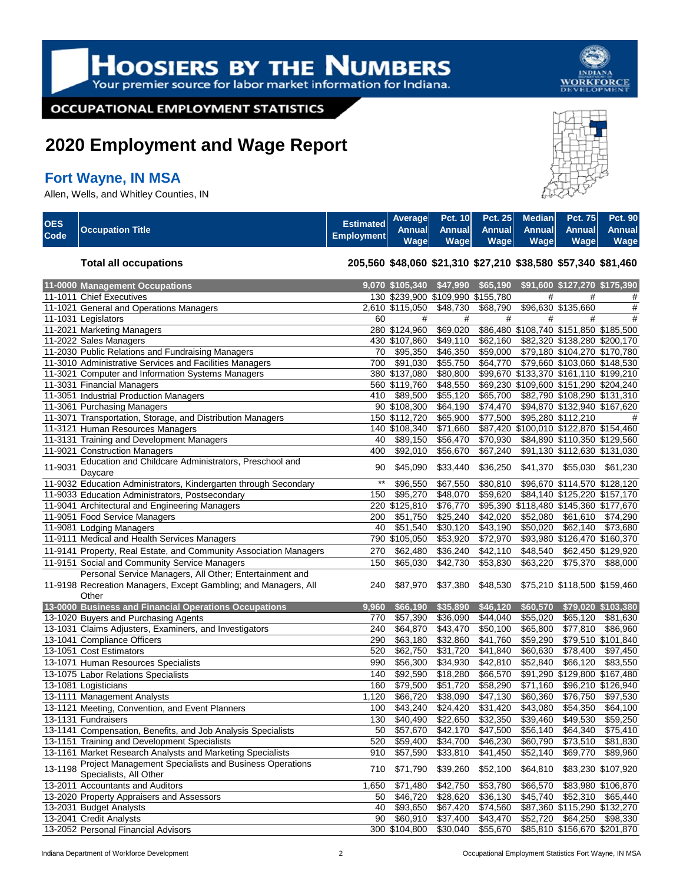# HOOSIERS BY THE NUMBERS

Your premier source for labor market information for Indiana.

OCCUPATIONAL EMPLOYMENT STATISTICS

## 2020 Employment and Wage Report

### Fort Wayne, IN MSA

Allen, Wells, and Whitley Counties, IN

| OES Code | Occupation Title | Estimated Employment | Average Annual Wage | Pct. 10 Annual Wage | Pct. 25 Annual Wage | Median Annual Wage | Pct. 75 Annual Wage | Pct. 90 Annual Wage |
|---|---|---|---|---|---|---|---|---|
| | **Total all occupations** | **205,560** | **$48,060** | **$21,310** | **$27,210** | **$38,580** | **$57,340** | **$81,460** |
| **11-0000** | **Management Occupations** | **9,070** | **$105,340** | **$47,990** | **$65,190** | **$91,600** | **$127,270** | **$175,390** |
| 11-1011 | Chief Executives | 130 | $239,900 | $109,990 | $155,780 | # | # | # |
| 11-1021 | General and Operations Managers | 2,610 | $115,050 | $48,730 | $68,790 | $96,630 | $135,660 | # |
| 11-1031 | Legislators | 60 | # | # | # | # | # | # |
| 11-2021 | Marketing Managers | 280 | $124,960 | $69,020 | $86,480 | $108,740 | $151,850 | $185,500 |
| 11-2022 | Sales Managers | 430 | $107,860 | $49,110 | $62,160 | $82,320 | $138,280 | $200,170 |
| 11-2030 | Public Relations and Fundraising Managers | 70 | $95,350 | $46,350 | $59,000 | $79,180 | $104,270 | $170,780 |
| 11-3010 | Administrative Services and Facilities Managers | 700 | $91,030 | $55,750 | $64,770 | $79,660 | $103,060 | $148,530 |
| 11-3021 | Computer and Information Systems Managers | 380 | $137,080 | $80,800 | $99,670 | $133,370 | $161,110 | $199,210 |
| 11-3031 | Financial Managers | 560 | $119,760 | $48,550 | $69,230 | $109,600 | $151,290 | $204,240 |
| 11-3051 | Industrial Production Managers | 410 | $89,500 | $55,120 | $65,700 | $82,790 | $108,290 | $131,310 |
| 11-3061 | Purchasing Managers | 90 | $108,300 | $64,190 | $74,470 | $94,870 | $132,940 | $167,620 |
| 11-3071 | Transportation, Storage, and Distribution Managers | 150 | $112,720 | $65,900 | $77,500 | $95,280 | $112,210 | # |
| 11-3121 | Human Resources Managers | 140 | $108,340 | $71,660 | $87,420 | $100,010 | $122,870 | $154,460 |
| 11-3131 | Training and Development Managers | 40 | $89,150 | $56,470 | $70,930 | $84,890 | $110,350 | $129,560 |
| 11-9021 | Construction Managers | 400 | $92,010 | $56,670 | $67,240 | $91,130 | $112,630 | $131,030 |
| 11-9031 | Education and Childcare Administrators, Preschool and Daycare | 90 | $45,090 | $33,440 | $36,250 | $41,370 | $55,030 | $61,230 |
| 11-9032 | Education Administrators, Kindergarten through Secondary | ** | $96,550 | $67,550 | $80,810 | $96,670 | $114,570 | $128,120 |
| 11-9033 | Education Administrators, Postsecondary | 150 | $95,270 | $48,070 | $59,620 | $84,140 | $125,220 | $157,170 |
| 11-9041 | Architectural and Engineering Managers | 220 | $125,810 | $76,770 | $95,390 | $118,480 | $145,360 | $177,670 |
| 11-9051 | Food Service Managers | 200 | $51,750 | $25,240 | $42,020 | $52,080 | $61,610 | $74,290 |
| 11-9081 | Lodging Managers | 40 | $51,540 | $30,120 | $43,190 | $50,020 | $62,140 | $73,680 |
| 11-9111 | Medical and Health Services Managers | 790 | $105,050 | $53,920 | $72,970 | $93,980 | $126,470 | $160,370 |
| 11-9141 | Property, Real Estate, and Community Association Managers | 270 | $62,480 | $36,240 | $42,110 | $48,540 | $62,450 | $129,920 |
| 11-9151 | Social and Community Service Managers | 150 | $65,030 | $42,730 | $53,830 | $63,220 | $75,370 | $88,000 |
| 11-9198 | Personal Service Managers, All Other; Entertainment and Recreation Managers, Except Gambling; and Managers, All Other | 240 | $87,970 | $37,380 | $48,530 | $75,210 | $118,500 | $159,460 |
| **13-0000** | **Business and Financial Operations Occupations** | **9,960** | **$66,190** | **$35,890** | **$46,120** | **$60,570** | **$79,020** | **$103,380** |
| 13-1020 | Buyers and Purchasing Agents | 770 | $57,390 | $36,090 | $44,040 | $55,020 | $65,120 | $81,630 |
| 13-1031 | Claims Adjusters, Examiners, and Investigators | 240 | $64,870 | $43,470 | $50,100 | $65,800 | $77,810 | $86,960 |
| 13-1041 | Compliance Officers | 290 | $63,180 | $32,860 | $41,760 | $59,290 | $79,510 | $101,840 |
| 13-1051 | Cost Estimators | 520 | $62,750 | $31,720 | $41,840 | $60,630 | $78,400 | $97,450 |
| 13-1071 | Human Resources Specialists | 990 | $56,300 | $34,930 | $42,810 | $52,840 | $66,120 | $83,550 |
| 13-1075 | Labor Relations Specialists | 140 | $92,590 | $18,280 | $66,570 | $91,290 | $129,800 | $167,480 |
| 13-1081 | Logisticians | 160 | $79,500 | $51,720 | $58,290 | $71,160 | $96,210 | $126,940 |
| 13-1111 | Management Analysts | 1,120 | $66,720 | $38,090 | $47,130 | $60,360 | $76,750 | $97,530 |
| 13-1121 | Meeting, Convention, and Event Planners | 100 | $43,240 | $24,420 | $31,420 | $43,080 | $54,350 | $64,100 |
| 13-1131 | Fundraisers | 130 | $40,490 | $22,650 | $32,350 | $39,460 | $49,530 | $59,250 |
| 13-1141 | Compensation, Benefits, and Job Analysis Specialists | 50 | $57,670 | $42,170 | $47,500 | $56,140 | $64,340 | $75,410 |
| 13-1151 | Training and Development Specialists | 520 | $59,400 | $34,700 | $46,230 | $60,790 | $73,510 | $81,830 |
| 13-1161 | Market Research Analysts and Marketing Specialists | 910 | $57,590 | $33,810 | $41,450 | $52,140 | $69,770 | $89,960 |
| 13-1198 | Project Management Specialists and Business Operations Specialists, All Other | 710 | $71,790 | $39,260 | $52,100 | $64,810 | $83,230 | $107,920 |
| 13-2011 | Accountants and Auditors | 1,650 | $71,480 | $42,750 | $53,780 | $66,570 | $83,980 | $106,870 |
| 13-2020 | Property Appraisers and Assessors | 50 | $46,720 | $28,620 | $36,130 | $45,740 | $52,310 | $65,440 |
| 13-2031 | Budget Analysts | 40 | $93,650 | $67,420 | $74,560 | $87,360 | $115,290 | $132,270 |
| 13-2041 | Credit Analysts | 90 | $60,910 | $37,400 | $43,470 | $52,720 | $64,250 | $98,330 |
| 13-2052 | Personal Financial Advisors | 300 | $104,800 | $30,040 | $55,670 | $85,810 | $156,670 | $201,870 |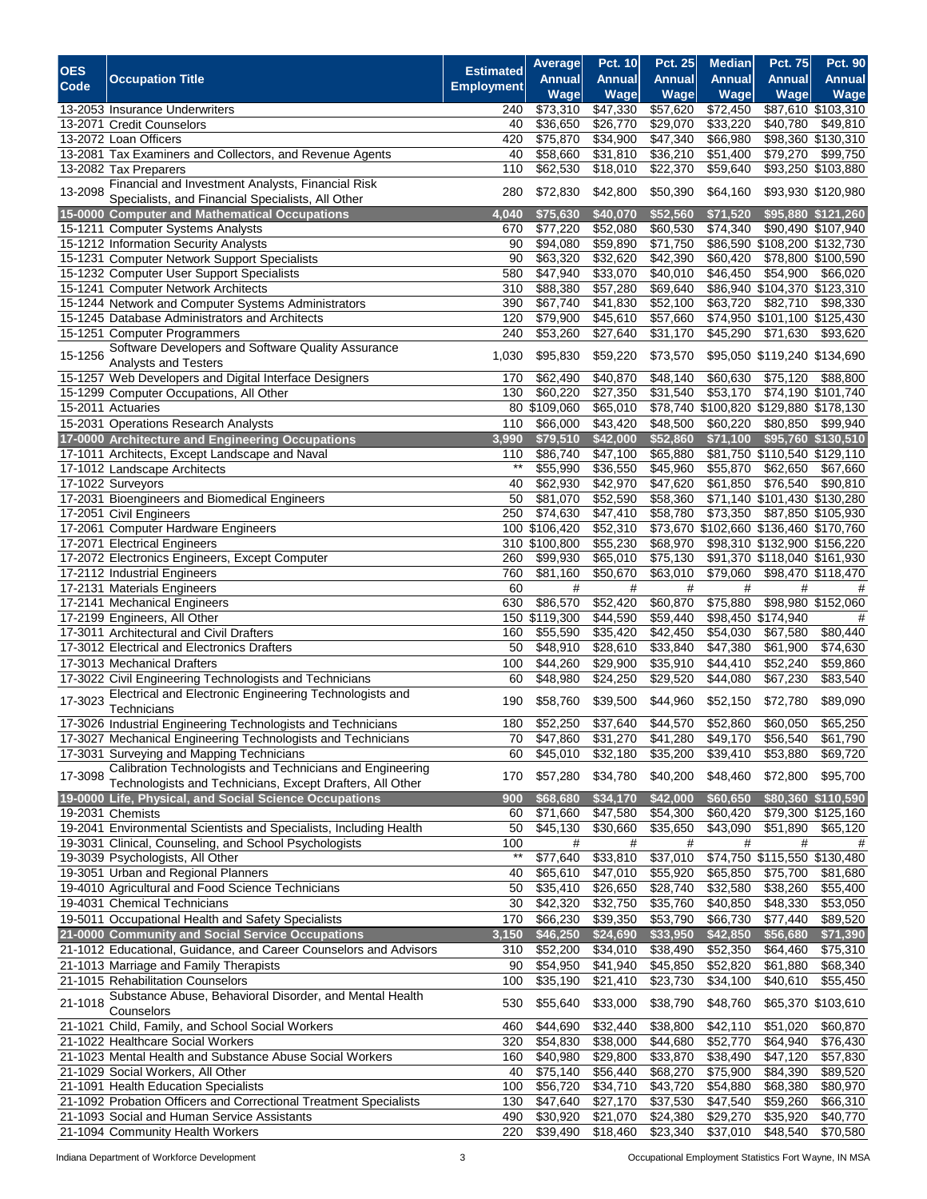| OES Code | Occupation Title | Estimated Employment | Average Annual Wage | Pct. 10 Annual Wage | Pct. 25 Annual Wage | Median Annual Wage | Pct. 75 Annual Wage | Pct. 90 Annual Wage |
|---|---|---|---|---|---|---|---|---|
| 13-2053 | Insurance Underwriters | 240 | $73,310 | $47,330 | $57,620 | $72,450 | $87,610 | $103,310 |
| 13-2071 | Credit Counselors | 40 | $36,650 | $26,770 | $29,070 | $33,220 | $40,780 | $49,810 |
| 13-2072 | Loan Officers | 420 | $75,870 | $34,900 | $47,340 | $66,980 | $98,360 | $130,310 |
| 13-2081 | Tax Examiners and Collectors, and Revenue Agents | 40 | $58,660 | $31,810 | $36,210 | $51,400 | $79,270 | $99,750 |
| 13-2082 | Tax Preparers | 110 | $62,530 | $18,010 | $22,370 | $59,640 | $93,250 | $103,880 |
| 13-2098 | Financial and Investment Analysts, Financial Risk Specialists, and Financial Specialists, All Other | 280 | $72,830 | $42,800 | $50,390 | $64,160 | $93,930 | $120,980 |
| **15-0000** | **Computer and Mathematical Occupations** | **4,040** | **$75,630** | **$40,070** | **$52,560** | **$71,520** | **$95,880** | **$121,260** |
| 15-1211 | Computer Systems Analysts | 670 | $77,220 | $52,080 | $60,530 | $74,340 | $90,490 | $107,940 |
| 15-1212 | Information Security Analysts | 90 | $94,080 | $59,890 | $71,750 | $86,590 | $108,200 | $132,730 |
| 15-1231 | Computer Network Support Specialists | 90 | $63,320 | $32,620 | $42,390 | $60,420 | $78,800 | $100,590 |
| 15-1232 | Computer User Support Specialists | 580 | $47,940 | $33,070 | $40,010 | $46,450 | $54,900 | $66,020 |
| 15-1241 | Computer Network Architects | 310 | $88,380 | $57,280 | $69,640 | $86,940 | $104,370 | $123,310 |
| 15-1244 | Network and Computer Systems Administrators | 390 | $67,740 | $41,830 | $52,100 | $63,720 | $82,710 | $98,330 |
| 15-1245 | Database Administrators and Architects | 120 | $79,900 | $45,610 | $57,660 | $74,950 | $101,100 | $125,430 |
| 15-1251 | Computer Programmers | 240 | $53,260 | $27,640 | $31,170 | $45,290 | $71,630 | $93,620 |
| 15-1256 | Software Developers and Software Quality Assurance Analysts and Testers | 1,030 | $95,830 | $59,220 | $73,570 | $95,050 | $119,240 | $134,690 |
| 15-1257 | Web Developers and Digital Interface Designers | 170 | $62,490 | $40,870 | $48,140 | $60,630 | $75,120 | $88,800 |
| 15-1299 | Computer Occupations, All Other | 130 | $60,220 | $27,350 | $31,540 | $53,170 | $74,190 | $101,740 |
| 15-2011 | Actuaries | 80 | $109,060 | $65,010 | $78,740 | $100,820 | $129,880 | $178,130 |
| 15-2031 | Operations Research Analysts | 110 | $66,000 | $43,420 | $48,500 | $60,220 | $80,850 | $99,940 |
| **17-0000** | **Architecture and Engineering Occupations** | **3,990** | **$79,510** | **$42,000** | **$52,860** | **$71,100** | **$95,760** | **$130,510** |
| 17-1011 | Architects, Except Landscape and Naval | 110 | $86,740 | $47,100 | $65,880 | $81,750 | $110,540 | $129,110 |
| 17-1012 | Landscape Architects | ** | $55,990 | $36,550 | $45,960 | $55,870 | $62,650 | $67,660 |
| 17-1022 | Surveyors | 40 | $62,930 | $42,970 | $47,620 | $61,850 | $76,540 | $90,810 |
| 17-2031 | Bioengineers and Biomedical Engineers | 50 | $81,070 | $52,590 | $58,360 | $71,140 | $101,430 | $130,280 |
| 17-2051 | Civil Engineers | 250 | $74,630 | $47,410 | $58,780 | $73,350 | $87,850 | $105,930 |
| 17-2061 | Computer Hardware Engineers | 100 | $106,420 | $52,310 | $73,670 | $102,660 | $136,460 | $170,760 |
| 17-2071 | Electrical Engineers | 310 | $100,800 | $55,230 | $68,970 | $98,310 | $132,900 | $156,220 |
| 17-2072 | Electronics Engineers, Except Computer | 260 | $99,930 | $65,010 | $75,130 | $91,370 | $118,040 | $161,930 |
| 17-2112 | Industrial Engineers | 760 | $81,160 | $50,670 | $63,010 | $79,060 | $98,470 | $118,470 |
| 17-2131 | Materials Engineers | 60 | # | # | # | # | # | # |
| 17-2141 | Mechanical Engineers | 630 | $86,570 | $52,420 | $60,870 | $75,880 | $98,980 | $152,060 |
| 17-2199 | Engineers, All Other | 150 | $119,300 | $44,590 | $59,440 | $98,450 | $174,940 | # |
| 17-3011 | Architectural and Civil Drafters | 160 | $55,590 | $35,420 | $42,450 | $54,030 | $67,580 | $80,440 |
| 17-3012 | Electrical and Electronics Drafters | 50 | $48,910 | $28,610 | $33,840 | $47,380 | $61,900 | $74,630 |
| 17-3013 | Mechanical Drafters | 100 | $44,260 | $29,900 | $35,910 | $44,410 | $52,240 | $59,860 |
| 17-3022 | Civil Engineering Technologists and Technicians | 60 | $48,980 | $24,250 | $29,520 | $44,080 | $67,230 | $83,540 |
| 17-3023 | Electrical and Electronic Engineering Technologists and Technicians | 190 | $58,760 | $39,500 | $44,960 | $52,150 | $72,780 | $89,090 |
| 17-3026 | Industrial Engineering Technologists and Technicians | 180 | $52,250 | $37,640 | $44,570 | $52,860 | $60,050 | $65,250 |
| 17-3027 | Mechanical Engineering Technologists and Technicians | 70 | $47,860 | $31,270 | $41,280 | $49,170 | $56,540 | $61,790 |
| 17-3031 | Surveying and Mapping Technicians | 60 | $45,010 | $32,180 | $35,200 | $39,410 | $53,880 | $69,720 |
| 17-3098 | Calibration Technologists and Technicians and Engineering Technologists and Technicians, Except Drafters, All Other | 170 | $57,280 | $34,780 | $40,200 | $48,460 | $72,800 | $95,700 |
| **19-0000** | **Life, Physical, and Social Science Occupations** | **900** | **$68,680** | **$34,170** | **$42,000** | **$60,650** | **$80,360** | **$110,590** |
| 19-2031 | Chemists | 60 | $71,660 | $47,580 | $54,300 | $60,420 | $79,300 | $125,160 |
| 19-2041 | Environmental Scientists and Specialists, Including Health | 50 | $45,130 | $30,660 | $35,650 | $43,090 | $51,890 | $65,120 |
| 19-3031 | Clinical, Counseling, and School Psychologists | 100 | # | # | # | # | # | # |
| 19-3039 | Psychologists, All Other | ** | $77,640 | $33,810 | $37,010 | $74,750 | $115,550 | $130,480 |
| 19-3051 | Urban and Regional Planners | 40 | $65,610 | $47,010 | $55,920 | $65,850 | $75,700 | $81,680 |
| 19-4010 | Agricultural and Food Science Technicians | 50 | $35,410 | $26,650 | $28,740 | $32,580 | $38,260 | $55,400 |
| 19-4031 | Chemical Technicians | 30 | $42,320 | $32,750 | $35,760 | $40,850 | $48,330 | $53,050 |
| 19-5011 | Occupational Health and Safety Specialists | 170 | $66,230 | $39,350 | $53,790 | $66,730 | $77,440 | $89,520 |
| **21-0000** | **Community and Social Service Occupations** | **3,150** | **$46,250** | **$24,690** | **$33,950** | **$42,850** | **$56,680** | **$71,390** |
| 21-1012 | Educational, Guidance, and Career Counselors and Advisors | 310 | $52,200 | $34,010 | $38,490 | $52,350 | $64,460 | $75,310 |
| 21-1013 | Marriage and Family Therapists | 90 | $54,950 | $41,940 | $45,850 | $52,820 | $61,880 | $68,340 |
| 21-1015 | Rehabilitation Counselors | 100 | $35,190 | $21,410 | $23,730 | $34,100 | $40,610 | $55,450 |
| 21-1018 | Substance Abuse, Behavioral Disorder, and Mental Health Counselors | 530 | $55,640 | $33,000 | $38,790 | $48,760 | $65,370 | $103,610 |
| 21-1021 | Child, Family, and School Social Workers | 460 | $44,690 | $32,440 | $38,800 | $42,110 | $51,020 | $60,870 |
| 21-1022 | Healthcare Social Workers | 320 | $54,830 | $38,000 | $44,680 | $52,770 | $64,940 | $76,430 |
| 21-1023 | Mental Health and Substance Abuse Social Workers | 160 | $40,980 | $29,800 | $33,870 | $38,490 | $47,120 | $57,830 |
| 21-1029 | Social Workers, All Other | 40 | $75,140 | $56,440 | $68,270 | $75,900 | $84,390 | $89,520 |
| 21-1091 | Health Education Specialists | 100 | $56,720 | $34,710 | $43,720 | $54,880 | $68,380 | $80,970 |
| 21-1092 | Probation Officers and Correctional Treatment Specialists | 130 | $47,640 | $27,170 | $37,530 | $47,540 | $59,260 | $66,310 |
| 21-1093 | Social and Human Service Assistants | 490 | $30,920 | $21,070 | $24,380 | $29,270 | $35,920 | $40,770 |
| 21-1094 | Community Health Workers | 220 | $39,490 | $18,460 | $23,340 | $37,010 | $48,540 | $70,580 |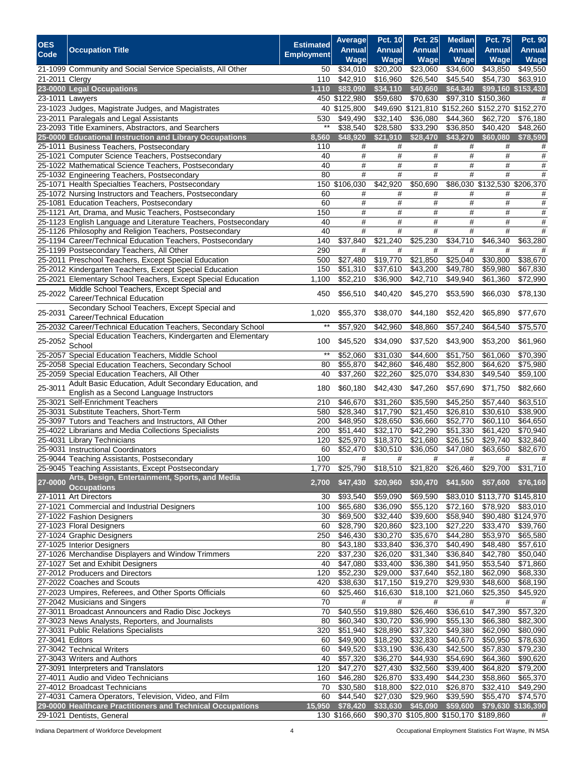| OES Code | Occupation Title | Estimated Employment | Average Annual Wage | Pct. 10 Annual Wage | Pct. 25 Annual Wage | Median Annual Wage | Pct. 75 Annual Wage | Pct. 90 Annual Wage |
|---|---|---|---|---|---|---|---|---|
| 21-1099 | Community and Social Service Specialists, All Other | 50 | $34,010 | $20,200 | $23,060 | $34,600 | $43,850 | $49,550 |
| 21-2011 | Clergy | 110 | $42,910 | $16,960 | $26,540 | $45,540 | $54,730 | $63,910 |
| **23-0000** | **Legal Occupations** | **1,110** | **$83,090** | **$34,110** | **$40,660** | **$64,340** | **$99,160** | **$153,430** |
| 23-1011 | Lawyers | 450 | $122,980 | $59,680 | $70,630 | $97,310 | $150,360 | # |
| 23-1023 | Judges, Magistrate Judges, and Magistrates | 40 | $125,800 | $49,690 | $121,810 | $152,260 | $152,270 | $152,270 |
| 23-2011 | Paralegals and Legal Assistants | 530 | $49,490 | $32,140 | $36,080 | $44,360 | $62,720 | $76,180 |
| 23-2093 | Title Examiners, Abstractors, and Searchers | ** | $38,540 | $28,580 | $33,290 | $36,850 | $40,420 | $48,260 |
| **25-0000** | **Educational Instruction and Library Occupations** | **8,560** | **$48,920** | **$21,910** | **$28,470** | **$43,270** | **$60,080** | **$78,590** |
| 25-1011 | Business Teachers, Postsecondary | 110 | # | # | # | # | # | # |
| 25-1021 | Computer Science Teachers, Postsecondary | 40 | # | # | # | # | # | # |
| 25-1022 | Mathematical Science Teachers, Postsecondary | 40 | # | # | # | # | # | # |
| 25-1032 | Engineering Teachers, Postsecondary | 80 | # | # | # | # | # | # |
| 25-1071 | Health Specialties Teachers, Postsecondary | 150 | $106,030 | $42,920 | $50,690 | $86,030 | $132,530 | $206,370 |
| 25-1072 | Nursing Instructors and Teachers, Postsecondary | 60 | # | # | # | # | # | # |
| 25-1081 | Education Teachers, Postsecondary | 60 | # | # | # | # | # | # |
| 25-1121 | Art, Drama, and Music Teachers, Postsecondary | 150 | # | # | # | # | # | # |
| 25-1123 | English Language and Literature Teachers, Postsecondary | 40 | # | # | # | # | # | # |
| 25-1126 | Philosophy and Religion Teachers, Postsecondary | 40 | # | # | # | # | # | # |
| 25-1194 | Career/Technical Education Teachers, Postsecondary | 140 | $37,840 | $21,240 | $25,230 | $34,710 | $46,340 | $63,280 |
| 25-1199 | Postsecondary Teachers, All Other | 290 | # | # | # | # | # | # |
| 25-2011 | Preschool Teachers, Except Special Education | 500 | $27,480 | $19,770 | $21,850 | $25,040 | $30,800 | $38,670 |
| 25-2012 | Kindergarten Teachers, Except Special Education | 150 | $51,310 | $37,610 | $43,200 | $49,780 | $59,980 | $67,830 |
| 25-2021 | Elementary School Teachers, Except Special Education | 1,100 | $52,210 | $36,900 | $42,710 | $49,940 | $61,360 | $72,990 |
| 25-2022 | Middle School Teachers, Except Special and Career/Technical Education | 450 | $56,510 | $40,420 | $45,270 | $53,590 | $66,030 | $78,130 |
| 25-2031 | Secondary School Teachers, Except Special and Career/Technical Education | 1,020 | $55,370 | $38,070 | $44,180 | $52,420 | $65,890 | $77,670 |
| 25-2032 | Career/Technical Education Teachers, Secondary School | ** | $57,920 | $42,960 | $48,860 | $57,240 | $64,540 | $75,570 |
| 25-2052 | Special Education Teachers, Kindergarten and Elementary School | 100 | $45,520 | $34,090 | $37,520 | $43,900 | $53,200 | $61,960 |
| 25-2057 | Special Education Teachers, Middle School | ** | $52,060 | $31,030 | $44,600 | $51,750 | $61,060 | $70,390 |
| 25-2058 | Special Education Teachers, Secondary School | 80 | $55,870 | $42,860 | $46,480 | $52,800 | $64,620 | $75,980 |
| 25-2059 | Special Education Teachers, All Other | 40 | $37,260 | $22,260 | $25,070 | $34,830 | $49,540 | $59,100 |
| 25-3011 | Adult Basic Education, Adult Secondary Education, and English as a Second Language Instructors | 180 | $60,180 | $42,430 | $47,260 | $57,690 | $71,750 | $82,660 |
| 25-3021 | Self-Enrichment Teachers | 210 | $46,670 | $31,260 | $35,590 | $45,250 | $57,440 | $63,510 |
| 25-3031 | Substitute Teachers, Short-Term | 580 | $28,340 | $17,790 | $21,450 | $26,810 | $30,610 | $38,900 |
| 25-3097 | Tutors and Teachers and Instructors, All Other | 200 | $48,950 | $28,650 | $36,660 | $52,770 | $60,110 | $64,650 |
| 25-4022 | Librarians and Media Collections Specialists | 200 | $51,440 | $32,170 | $42,290 | $51,330 | $61,420 | $70,940 |
| 25-4031 | Library Technicians | 120 | $25,970 | $18,370 | $21,680 | $26,150 | $29,740 | $32,840 |
| 25-9031 | Instructional Coordinators | 60 | $52,470 | $30,510 | $36,050 | $47,080 | $63,650 | $82,670 |
| 25-9044 | Teaching Assistants, Postsecondary | 100 | # | # | # | # | # | # |
| 25-9045 | Teaching Assistants, Except Postsecondary | 1,770 | $25,790 | $18,510 | $21,820 | $26,460 | $29,700 | $31,710 |
| **27-0000** | **Arts, Design, Entertainment, Sports, and Media Occupations** | **2,700** | **$47,430** | **$20,960** | **$30,470** | **$41,500** | **$57,600** | **$76,160** |
| 27-1011 | Art Directors | 30 | $93,540 | $59,090 | $69,590 | $83,010 | $113,770 | $145,810 |
| 27-1021 | Commercial and Industrial Designers | 100 | $65,680 | $36,090 | $55,120 | $72,160 | $78,920 | $83,010 |
| 27-1022 | Fashion Designers | 30 | $69,500 | $32,440 | $39,600 | $58,940 | $90,480 | $124,970 |
| 27-1023 | Floral Designers | 60 | $28,790 | $20,860 | $23,100 | $27,220 | $33,470 | $39,760 |
| 27-1024 | Graphic Designers | 250 | $46,430 | $30,270 | $35,670 | $44,280 | $53,970 | $65,580 |
| 27-1025 | Interior Designers | 80 | $43,180 | $33,840 | $36,370 | $40,490 | $48,480 | $57,610 |
| 27-1026 | Merchandise Displayers and Window Trimmers | 220 | $37,230 | $26,020 | $31,340 | $36,840 | $42,780 | $50,040 |
| 27-1027 | Set and Exhibit Designers | 40 | $47,080 | $33,400 | $36,380 | $41,950 | $53,540 | $71,860 |
| 27-2012 | Producers and Directors | 120 | $52,230 | $29,000 | $37,640 | $52,180 | $62,090 | $68,330 |
| 27-2022 | Coaches and Scouts | 420 | $38,630 | $17,150 | $19,270 | $29,930 | $48,600 | $68,190 |
| 27-2023 | Umpires, Referees, and Other Sports Officials | 60 | $25,460 | $16,630 | $18,100 | $21,060 | $25,350 | $45,920 |
| 27-2042 | Musicians and Singers | 70 | # | # | # | # | # | # |
| 27-3011 | Broadcast Announcers and Radio Disc Jockeys | 70 | $40,550 | $19,880 | $26,460 | $36,610 | $47,390 | $57,320 |
| 27-3023 | News Analysts, Reporters, and Journalists | 80 | $60,340 | $30,720 | $36,990 | $55,130 | $66,380 | $82,300 |
| 27-3031 | Public Relations Specialists | 320 | $51,940 | $28,890 | $37,320 | $49,380 | $62,090 | $80,090 |
| 27-3041 | Editors | 60 | $49,900 | $18,290 | $32,830 | $40,670 | $50,950 | $78,630 |
| 27-3042 | Technical Writers | 60 | $49,520 | $33,190 | $36,430 | $42,500 | $57,830 | $79,230 |
| 27-3043 | Writers and Authors | 40 | $57,320 | $36,270 | $44,930 | $54,690 | $64,360 | $90,620 |
| 27-3091 | Interpreters and Translators | 120 | $47,270 | $27,430 | $32,560 | $39,400 | $64,820 | $79,200 |
| 27-4011 | Audio and Video Technicians | 160 | $46,280 | $26,870 | $33,490 | $44,230 | $58,860 | $65,370 |
| 27-4012 | Broadcast Technicians | 70 | $30,580 | $18,800 | $22,010 | $26,870 | $32,410 | $49,290 |
| 27-4031 | Camera Operators, Television, Video, and Film | 60 | $44,540 | $27,030 | $29,960 | $39,590 | $55,470 | $74,570 |
| **29-0000** | **Healthcare Practitioners and Technical Occupations** | **15,950** | **$78,420** | **$33,630** | **$45,090** | **$59,600** | **$79,630** | **$136,390** |
| 29-1021 | Dentists, General | 130 | $166,660 | $90,370 | $105,800 | $150,170 | $189,860 | # |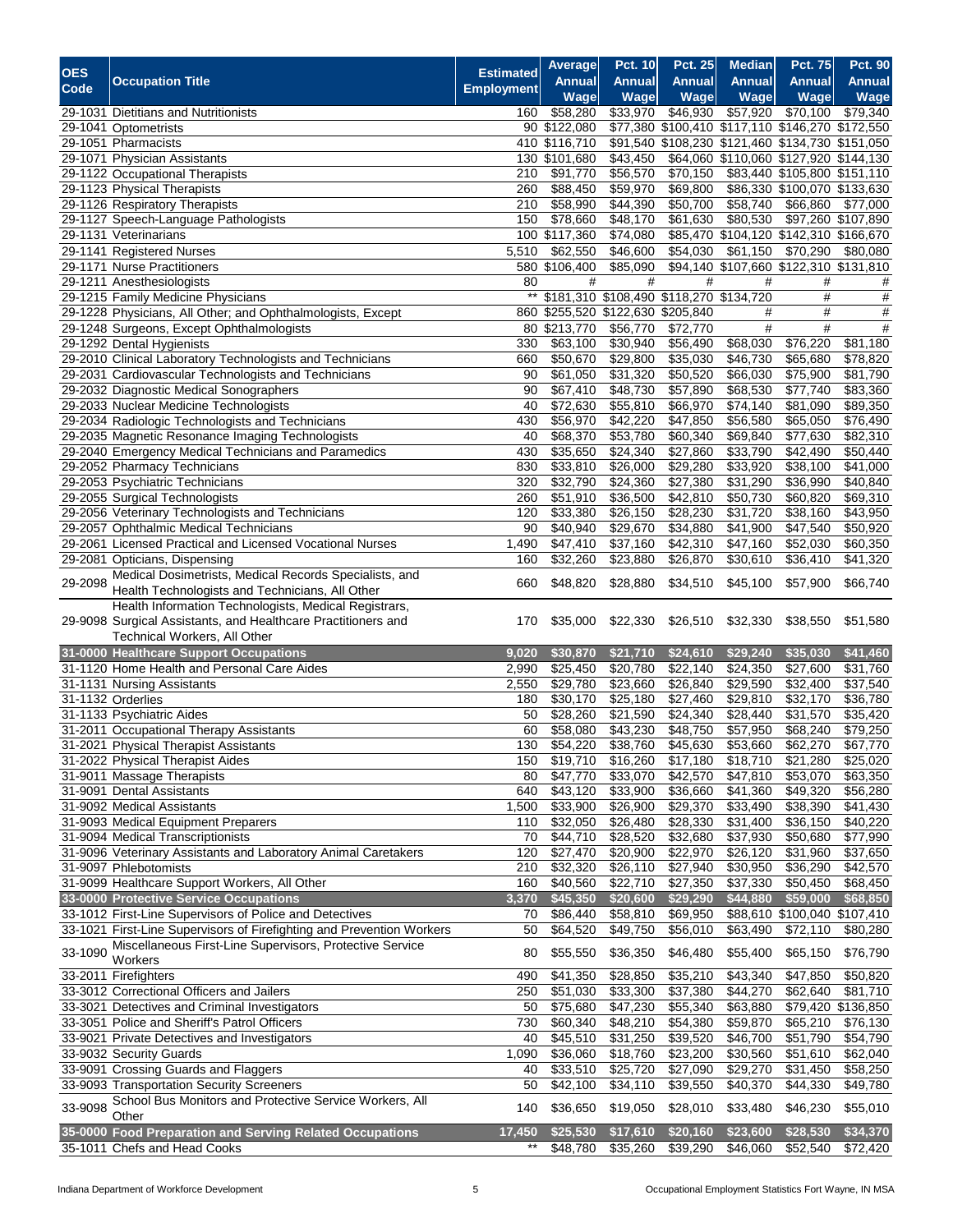| OES Code | Occupation Title | Estimated Employment | Average Annual Wage | Pct. 10 Annual Wage | Pct. 25 Annual Wage | Median Annual Wage | Pct. 75 Annual Wage | Pct. 90 Annual Wage |
|---|---|---|---|---|---|---|---|---|
| 29-1031 | Dietitians and Nutritionists | 160 | $58,280 | $33,970 | $46,930 | $57,920 | $70,100 | $79,340 |
| 29-1041 | Optometrists | 90 | $122,080 | $77,380 | $100,410 | $117,110 | $146,270 | $172,550 |
| 29-1051 | Pharmacists | 410 | $116,710 | $91,540 | $108,230 | $121,460 | $134,730 | $151,050 |
| 29-1071 | Physician Assistants | 130 | $101,680 | $43,450 | $64,060 | $110,060 | $127,920 | $144,130 |
| 29-1122 | Occupational Therapists | 210 | $91,770 | $56,570 | $70,150 | $83,440 | $105,800 | $151,110 |
| 29-1123 | Physical Therapists | 260 | $88,450 | $59,970 | $69,800 | $86,330 | $100,070 | $133,630 |
| 29-1126 | Respiratory Therapists | 210 | $58,990 | $44,390 | $50,700 | $58,740 | $66,860 | $77,000 |
| 29-1127 | Speech-Language Pathologists | 150 | $78,660 | $48,170 | $61,630 | $80,530 | $97,260 | $107,890 |
| 29-1131 | Veterinarians | 100 | $117,360 | $74,080 | $85,470 | $104,120 | $142,310 | $166,670 |
| 29-1141 | Registered Nurses | 5,510 | $62,550 | $46,600 | $54,030 | $61,150 | $70,290 | $80,080 |
| 29-1171 | Nurse Practitioners | 580 | $106,400 | $85,090 | $94,140 | $107,660 | $122,310 | $131,810 |
| 29-1211 | Anesthesiologists | 80 | # | # | # | # | # | # |
| 29-1215 | Family Medicine Physicians | ** | $181,310 | $108,490 | $118,270 | $134,720 | # | # |
| 29-1228 | Physicians, All Other; and Ophthalmologists, Except | 860 | $255,520 | $122,630 | $205,840 | # | # | # |
| 29-1248 | Surgeons, Except Ophthalmologists | 80 | $213,770 | $56,770 | $72,770 | # | # | # |
| 29-1292 | Dental Hygienists | 330 | $63,100 | $30,940 | $56,490 | $68,030 | $76,220 | $81,180 |
| 29-2010 | Clinical Laboratory Technologists and Technicians | 660 | $50,670 | $29,800 | $35,030 | $46,730 | $65,680 | $78,820 |
| 29-2031 | Cardiovascular Technologists and Technicians | 90 | $61,050 | $31,320 | $50,520 | $66,030 | $75,900 | $81,790 |
| 29-2032 | Diagnostic Medical Sonographers | 90 | $67,410 | $48,730 | $57,890 | $68,530 | $77,740 | $83,360 |
| 29-2033 | Nuclear Medicine Technologists | 40 | $72,630 | $55,810 | $66,970 | $74,140 | $81,090 | $89,350 |
| 29-2034 | Radiologic Technologists and Technicians | 430 | $56,970 | $42,220 | $47,850 | $56,580 | $65,050 | $76,490 |
| 29-2035 | Magnetic Resonance Imaging Technologists | 40 | $68,370 | $53,780 | $60,340 | $69,840 | $77,630 | $82,310 |
| 29-2040 | Emergency Medical Technicians and Paramedics | 430 | $35,650 | $24,340 | $27,860 | $33,790 | $42,490 | $50,440 |
| 29-2052 | Pharmacy Technicians | 830 | $33,810 | $26,000 | $29,280 | $33,920 | $38,100 | $41,000 |
| 29-2053 | Psychiatric Technicians | 320 | $32,790 | $24,360 | $27,380 | $31,290 | $36,990 | $40,840 |
| 29-2055 | Surgical Technologists | 260 | $51,910 | $36,500 | $42,810 | $50,730 | $60,820 | $69,310 |
| 29-2056 | Veterinary Technologists and Technicians | 120 | $33,380 | $26,150 | $28,230 | $31,720 | $38,160 | $43,950 |
| 29-2057 | Ophthalmic Medical Technicians | 90 | $40,940 | $29,670 | $34,880 | $41,900 | $47,540 | $50,920 |
| 29-2061 | Licensed Practical and Licensed Vocational Nurses | 1,490 | $47,410 | $37,160 | $42,310 | $47,160 | $52,030 | $60,350 |
| 29-2081 | Opticians, Dispensing | 160 | $32,260 | $23,880 | $26,870 | $30,610 | $36,410 | $41,320 |
| 29-2098 | Medical Dosimetrists, Medical Records Specialists, and Health Technologists and Technicians, All Other | 660 | $48,820 | $28,880 | $34,510 | $45,100 | $57,900 | $66,740 |
| 29-9098 | Health Information Technologists, Medical Registrars, Surgical Assistants, and Healthcare Practitioners and Technical Workers, All Other | 170 | $35,000 | $22,330 | $26,510 | $32,330 | $38,550 | $51,580 |
| **31-0000** | **Healthcare Support Occupations** | **9,020** | **$30,870** | **$21,710** | **$24,610** | **$29,240** | **$35,030** | **$41,460** |
| 31-1120 | Home Health and Personal Care Aides | 2,990 | $25,450 | $20,780 | $22,140 | $24,350 | $27,600 | $31,760 |
| 31-1131 | Nursing Assistants | 2,550 | $29,780 | $23,660 | $26,840 | $29,590 | $32,400 | $37,540 |
| 31-1132 | Orderlies | 180 | $30,170 | $25,180 | $27,460 | $29,810 | $32,170 | $36,780 |
| 31-1133 | Psychiatric Aides | 50 | $28,260 | $21,590 | $24,340 | $28,440 | $31,570 | $35,420 |
| 31-2011 | Occupational Therapy Assistants | 60 | $58,080 | $43,230 | $48,750 | $57,950 | $68,240 | $79,250 |
| 31-2021 | Physical Therapist Assistants | 130 | $54,220 | $38,760 | $45,630 | $53,660 | $62,270 | $67,770 |
| 31-2022 | Physical Therapist Aides | 150 | $19,710 | $16,260 | $17,180 | $18,710 | $21,280 | $25,020 |
| 31-9011 | Massage Therapists | 80 | $47,770 | $33,070 | $42,570 | $47,810 | $53,070 | $63,350 |
| 31-9091 | Dental Assistants | 640 | $43,120 | $33,900 | $36,660 | $41,360 | $49,320 | $56,280 |
| 31-9092 | Medical Assistants | 1,500 | $33,900 | $26,900 | $29,370 | $33,490 | $38,390 | $41,430 |
| 31-9093 | Medical Equipment Preparers | 110 | $32,050 | $26,480 | $28,330 | $31,400 | $36,150 | $40,220 |
| 31-9094 | Medical Transcriptionists | 70 | $44,710 | $28,520 | $32,680 | $37,930 | $50,680 | $77,990 |
| 31-9096 | Veterinary Assistants and Laboratory Animal Caretakers | 120 | $27,470 | $20,900 | $22,970 | $26,120 | $31,960 | $37,650 |
| 31-9097 | Phlebotomists | 210 | $32,320 | $26,110 | $27,940 | $30,950 | $36,290 | $42,570 |
| 31-9099 | Healthcare Support Workers, All Other | 160 | $40,560 | $22,710 | $27,350 | $37,330 | $50,450 | $68,450 |
| **33-0000** | **Protective Service Occupations** | **3,370** | **$45,350** | **$20,600** | **$29,290** | **$44,880** | **$59,000** | **$68,850** |
| 33-1012 | First-Line Supervisors of Police and Detectives | 70 | $86,440 | $58,810 | $69,950 | $88,610 | $100,040 | $107,410 |
| 33-1021 | First-Line Supervisors of Firefighting and Prevention Workers | 50 | $64,520 | $49,750 | $56,010 | $63,490 | $72,110 | $80,280 |
| 33-1090 | Miscellaneous First-Line Supervisors, Protective Service Workers | 80 | $55,550 | $36,350 | $46,480 | $55,400 | $65,150 | $76,790 |
| 33-2011 | Firefighters | 490 | $41,350 | $28,850 | $35,210 | $43,340 | $47,850 | $50,820 |
| 33-3012 | Correctional Officers and Jailers | 250 | $51,030 | $33,300 | $37,380 | $44,270 | $62,640 | $81,710 |
| 33-3021 | Detectives and Criminal Investigators | 50 | $75,680 | $47,230 | $55,340 | $63,880 | $79,420 | $136,850 |
| 33-3051 | Police and Sheriff's Patrol Officers | 730 | $60,340 | $48,210 | $54,380 | $59,870 | $65,210 | $76,130 |
| 33-9021 | Private Detectives and Investigators | 40 | $45,510 | $31,250 | $39,520 | $46,700 | $51,790 | $54,790 |
| 33-9032 | Security Guards | 1,090 | $36,060 | $18,760 | $23,200 | $30,560 | $51,610 | $62,040 |
| 33-9091 | Crossing Guards and Flaggers | 40 | $33,510 | $25,720 | $27,090 | $29,270 | $31,450 | $58,250 |
| 33-9093 | Transportation Security Screeners | 50 | $42,100 | $34,110 | $39,550 | $40,370 | $44,330 | $49,780 |
| 33-9098 | School Bus Monitors and Protective Service Workers, All Other | 140 | $36,650 | $19,050 | $28,010 | $33,480 | $46,230 | $55,010 |
| **35-0000** | **Food Preparation and Serving Related Occupations** | **17,450** | **$25,530** | **$17,610** | **$20,160** | **$23,600** | **$28,530** | **$34,370** |
| 35-1011 | Chefs and Head Cooks | ** | $48,780 | $35,260 | $39,290 | $46,060 | $52,540 | $72,420 |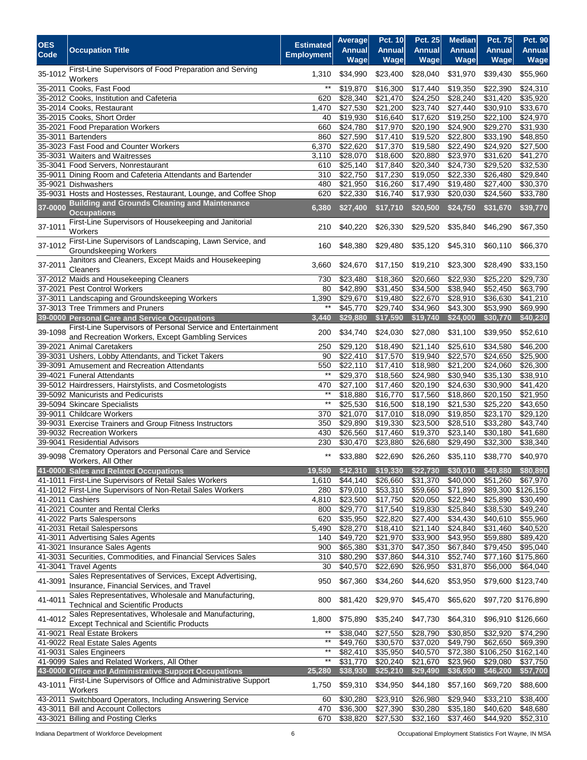| OES Code | Occupation Title | Estimated Employment | Average Annual Wage | Pct. 10 Annual Wage | Pct. 25 Annual Wage | Median Annual Wage | Pct. 75 Annual Wage | Pct. 90 Annual Wage |
|---|---|---|---|---|---|---|---|---|
| 35-1012 | First-Line Supervisors of Food Preparation and Serving Workers | 1,310 | $34,990 | $23,400 | $28,040 | $31,970 | $39,430 | $55,960 |
| 35-2011 | Cooks, Fast Food | ** | $19,870 | $16,300 | $17,440 | $19,350 | $22,390 | $24,310 |
| 35-2012 | Cooks, Institution and Cafeteria | 620 | $28,340 | $21,470 | $24,250 | $28,240 | $31,420 | $35,920 |
| 35-2014 | Cooks, Restaurant | 1,470 | $27,530 | $21,200 | $23,740 | $27,440 | $30,910 | $33,670 |
| 35-2015 | Cooks, Short Order | 40 | $19,930 | $16,640 | $17,620 | $19,250 | $22,100 | $24,970 |
| 35-2021 | Food Preparation Workers | 660 | $24,780 | $17,970 | $20,190 | $24,900 | $29,270 | $31,930 |
| 35-3011 | Bartenders | 860 | $27,590 | $17,410 | $19,520 | $22,800 | $33,190 | $48,850 |
| 35-3023 | Fast Food and Counter Workers | 6,370 | $22,620 | $17,370 | $19,580 | $22,490 | $24,920 | $27,500 |
| 35-3031 | Waiters and Waitresses | 3,110 | $28,070 | $18,600 | $20,880 | $23,970 | $31,620 | $41,270 |
| 35-3041 | Food Servers, Nonrestaurant | 610 | $25,140 | $17,840 | $20,340 | $24,730 | $29,520 | $32,530 |
| 35-9011 | Dining Room and Cafeteria Attendants and Bartender | 310 | $22,750 | $17,230 | $19,050 | $22,330 | $26,480 | $29,840 |
| 35-9021 | Dishwashers | 480 | $21,950 | $16,260 | $17,490 | $19,480 | $27,400 | $30,370 |
| 35-9031 | Hosts and Hostesses, Restaurant, Lounge, and Coffee Shop | 620 | $22,330 | $16,740 | $17,930 | $20,030 | $24,560 | $33,780 |
| **37-0000** | **Building and Grounds Cleaning and Maintenance Occupations** | **6,380** | **$27,400** | **$17,710** | **$20,500** | **$24,750** | **$31,670** | **$39,770** |
| 37-1011 | First-Line Supervisors of Housekeeping and Janitorial Workers | 210 | $40,220 | $26,330 | $29,520 | $35,840 | $46,290 | $67,350 |
| 37-1012 | First-Line Supervisors of Landscaping, Lawn Service, and Groundskeeping Workers | 160 | $48,380 | $29,480 | $35,120 | $45,310 | $60,110 | $66,370 |
| 37-2011 | Janitors and Cleaners, Except Maids and Housekeeping Cleaners | 3,660 | $24,670 | $17,150 | $19,210 | $23,300 | $28,490 | $33,150 |
| 37-2012 | Maids and Housekeeping Cleaners | 730 | $23,480 | $18,360 | $20,660 | $22,930 | $25,220 | $29,730 |
| 37-2021 | Pest Control Workers | 80 | $42,890 | $31,450 | $34,500 | $38,940 | $52,450 | $63,790 |
| 37-3011 | Landscaping and Groundskeeping Workers | 1,390 | $29,670 | $19,480 | $22,670 | $28,910 | $36,630 | $41,210 |
| 37-3013 | Tree Trimmers and Pruners | ** | $45,770 | $29,740 | $34,960 | $43,300 | $53,990 | $69,990 |
| **39-0000** | **Personal Care and Service Occupations** | **3,440** | **$29,880** | **$17,590** | **$19,740** | **$24,000** | **$30,770** | **$40,230** |
| 39-1098 | First-Line Supervisors of Personal Service and Entertainment and Recreation Workers, Except Gambling Services | 200 | $34,740 | $24,030 | $27,080 | $31,100 | $39,950 | $52,610 |
| 39-2021 | Animal Caretakers | 250 | $29,120 | $18,490 | $21,140 | $25,610 | $34,580 | $46,200 |
| 39-3031 | Ushers, Lobby Attendants, and Ticket Takers | 90 | $22,410 | $17,570 | $19,940 | $22,570 | $24,650 | $25,900 |
| 39-3091 | Amusement and Recreation Attendants | 550 | $22,110 | $17,410 | $18,980 | $21,200 | $24,060 | $26,300 |
| 39-4021 | Funeral Attendants | ** | $29,370 | $18,560 | $24,980 | $30,940 | $35,130 | $38,910 |
| 39-5012 | Hairdressers, Hairstylists, and Cosmetologists | 470 | $27,100 | $17,460 | $20,190 | $24,630 | $30,900 | $41,420 |
| 39-5092 | Manicurists and Pedicurists | ** | $18,880 | $16,770 | $17,560 | $18,860 | $20,150 | $21,950 |
| 39-5094 | Skincare Specialists | ** | $25,530 | $16,500 | $18,190 | $21,530 | $25,220 | $43,650 |
| 39-9011 | Childcare Workers | 370 | $21,070 | $17,010 | $18,090 | $19,850 | $23,170 | $29,120 |
| 39-9031 | Exercise Trainers and Group Fitness Instructors | 350 | $29,890 | $19,330 | $23,500 | $28,510 | $33,280 | $43,740 |
| 39-9032 | Recreation Workers | 430 | $26,560 | $17,460 | $19,370 | $23,140 | $30,180 | $41,680 |
| 39-9041 | Residential Advisors | 230 | $30,470 | $23,880 | $26,680 | $29,490 | $32,300 | $38,340 |
| 39-9098 | Crematory Operators and Personal Care and Service Workers, All Other | ** | $33,880 | $22,690 | $26,260 | $35,110 | $38,770 | $40,970 |
| **41-0000** | **Sales and Related Occupations** | **19,580** | **$42,310** | **$19,330** | **$22,730** | **$30,010** | **$49,880** | **$80,890** |
| 41-1011 | First-Line Supervisors of Retail Sales Workers | 1,610 | $44,140 | $26,660 | $31,370 | $40,000 | $51,260 | $67,970 |
| 41-1012 | First-Line Supervisors of Non-Retail Sales Workers | 280 | $79,010 | $53,310 | $59,660 | $71,890 | $89,300 | $126,150 |
| 41-2011 | Cashiers | 4,810 | $23,500 | $17,750 | $20,050 | $22,940 | $25,890 | $30,490 |
| 41-2021 | Counter and Rental Clerks | 800 | $29,770 | $17,540 | $19,830 | $25,840 | $38,530 | $49,240 |
| 41-2022 | Parts Salespersons | 620 | $35,950 | $22,820 | $27,400 | $34,430 | $40,610 | $55,960 |
| 41-2031 | Retail Salespersons | 5,490 | $28,270 | $18,410 | $21,140 | $24,840 | $31,460 | $40,520 |
| 41-3011 | Advertising Sales Agents | 140 | $49,720 | $21,970 | $33,900 | $43,950 | $59,880 | $89,420 |
| 41-3021 | Insurance Sales Agents | 900 | $65,380 | $31,370 | $47,350 | $67,840 | $79,450 | $95,040 |
| 41-3031 | Securities, Commodities, and Financial Services Sales | 310 | $80,290 | $37,860 | $44,310 | $52,740 | $77,160 | $175,860 |
| 41-3041 | Travel Agents | 30 | $40,570 | $22,690 | $26,950 | $31,870 | $56,000 | $64,040 |
| 41-3091 | Sales Representatives of Services, Except Advertising, Insurance, Financial Services, and Travel | 950 | $67,360 | $34,260 | $44,620 | $53,950 | $79,600 | $123,740 |
| 41-4011 | Sales Representatives, Wholesale and Manufacturing, Technical and Scientific Products | 800 | $81,420 | $29,970 | $45,470 | $65,620 | $97,720 | $176,890 |
| 41-4012 | Sales Representatives, Wholesale and Manufacturing, Except Technical and Scientific Products | 1,800 | $75,890 | $35,240 | $47,730 | $64,310 | $96,910 | $126,660 |
| 41-9021 | Real Estate Brokers | ** | $38,040 | $27,550 | $28,790 | $30,850 | $32,920 | $74,290 |
| 41-9022 | Real Estate Sales Agents | ** | $49,760 | $30,570 | $37,020 | $49,790 | $62,650 | $69,390 |
| 41-9031 | Sales Engineers | ** | $82,410 | $35,950 | $40,570 | $72,380 | $106,250 | $162,140 |
| 41-9099 | Sales and Related Workers, All Other | ** | $31,770 | $20,240 | $21,670 | $23,960 | $29,080 | $37,750 |
| **43-0000** | **Office and Administrative Support Occupations** | **25,280** | **$38,930** | **$25,210** | **$29,490** | **$36,690** | **$46,200** | **$57,700** |
| 43-1011 | First-Line Supervisors of Office and Administrative Support Workers | 1,750 | $59,310 | $34,950 | $44,180 | $57,160 | $69,720 | $88,600 |
| 43-2011 | Switchboard Operators, Including Answering Service | 60 | $30,280 | $23,910 | $26,980 | $29,940 | $33,210 | $38,400 |
| 43-3011 | Bill and Account Collectors | 470 | $36,300 | $27,390 | $30,280 | $35,180 | $40,620 | $48,680 |
| 43-3021 | Billing and Posting Clerks | 670 | $38,820 | $27,530 | $32,160 | $37,460 | $44,920 | $52,310 |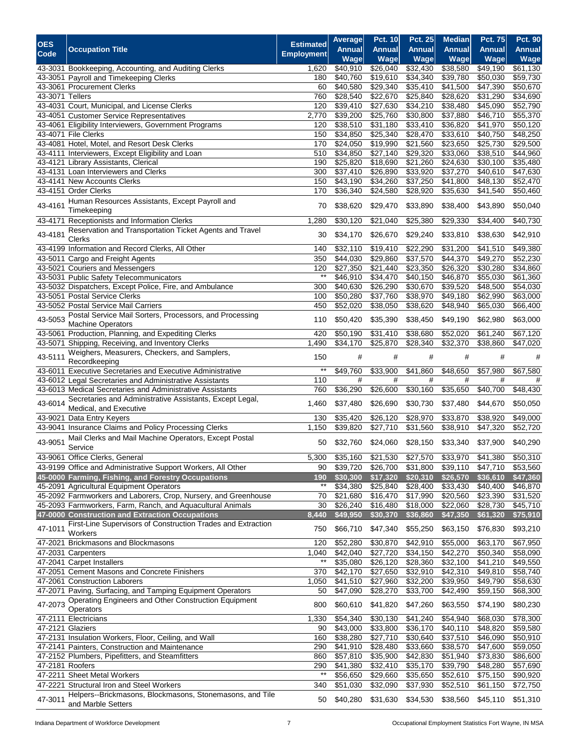| OES Code | Occupation Title | Estimated Employment | Average Annual Wage | Pct. 10 Annual Wage | Pct. 25 Annual Wage | Median Annual Wage | Pct. 75 Annual Wage | Pct. 90 Annual Wage |
|---|---|---|---|---|---|---|---|---|
| 43-3031 | Bookkeeping, Accounting, and Auditing Clerks | 1,620 | $40,910 | $26,040 | $32,430 | $38,580 | $49,190 | $61,130 |
| 43-3051 | Payroll and Timekeeping Clerks | 180 | $40,760 | $19,610 | $34,340 | $39,780 | $50,030 | $59,730 |
| 43-3061 | Procurement Clerks | 60 | $40,580 | $29,340 | $35,410 | $41,500 | $47,390 | $50,670 |
| 43-3071 | Tellers | 760 | $28,540 | $22,670 | $25,840 | $28,620 | $31,290 | $34,690 |
| 43-4031 | Court, Municipal, and License Clerks | 120 | $39,410 | $27,630 | $34,210 | $38,480 | $45,090 | $52,790 |
| 43-4051 | Customer Service Representatives | 2,770 | $39,200 | $25,760 | $30,800 | $37,880 | $46,710 | $55,370 |
| 43-4061 | Eligibility Interviewers, Government Programs | 120 | $38,510 | $31,180 | $33,410 | $36,820 | $41,970 | $50,120 |
| 43-4071 | File Clerks | 150 | $34,850 | $25,340 | $28,470 | $33,610 | $40,750 | $48,250 |
| 43-4081 | Hotel, Motel, and Resort Desk Clerks | 170 | $24,050 | $19,990 | $21,560 | $23,650 | $25,730 | $29,500 |
| 43-4111 | Interviewers, Except Eligibility and Loan | 510 | $34,850 | $27,140 | $29,320 | $33,060 | $38,510 | $44,960 |
| 43-4121 | Library Assistants, Clerical | 190 | $25,820 | $18,690 | $21,260 | $24,630 | $30,100 | $35,480 |
| 43-4131 | Loan Interviewers and Clerks | 300 | $37,410 | $26,890 | $33,920 | $37,270 | $40,610 | $47,630 |
| 43-4141 | New Accounts Clerks | 150 | $43,190 | $34,260 | $37,250 | $41,800 | $48,130 | $52,470 |
| 43-4151 | Order Clerks | 170 | $36,340 | $24,580 | $28,920 | $35,630 | $41,540 | $50,460 |
| 43-4161 | Human Resources Assistants, Except Payroll and Timekeeping | 70 | $38,620 | $29,470 | $33,890 | $38,400 | $43,890 | $50,040 |
| 43-4171 | Receptionists and Information Clerks | 1,280 | $30,120 | $21,040 | $25,380 | $29,330 | $34,400 | $40,730 |
| 43-4181 | Reservation and Transportation Ticket Agents and Travel Clerks | 30 | $34,170 | $26,670 | $29,240 | $33,810 | $38,630 | $42,910 |
| 43-4199 | Information and Record Clerks, All Other | 140 | $32,110 | $19,410 | $22,290 | $31,200 | $41,510 | $49,380 |
| 43-5011 | Cargo and Freight Agents | 350 | $44,030 | $29,860 | $37,570 | $44,370 | $49,270 | $52,230 |
| 43-5021 | Couriers and Messengers | 120 | $27,350 | $21,440 | $23,350 | $26,320 | $30,280 | $34,860 |
| 43-5031 | Public Safety Telecommunicators | ** | $46,910 | $34,470 | $40,150 | $46,870 | $55,030 | $61,360 |
| 43-5032 | Dispatchers, Except Police, Fire, and Ambulance | 300 | $40,630 | $26,290 | $30,670 | $39,520 | $48,500 | $54,030 |
| 43-5051 | Postal Service Clerks | 100 | $50,280 | $37,760 | $38,970 | $49,180 | $62,990 | $63,000 |
| 43-5052 | Postal Service Mail Carriers | 450 | $52,020 | $38,050 | $38,620 | $48,940 | $65,030 | $66,400 |
| 43-5053 | Postal Service Mail Sorters, Processors, and Processing Machine Operators | 110 | $50,420 | $35,390 | $38,450 | $49,190 | $62,980 | $63,000 |
| 43-5061 | Production, Planning, and Expediting Clerks | 420 | $50,190 | $31,410 | $38,680 | $52,020 | $61,240 | $67,120 |
| 43-5071 | Shipping, Receiving, and Inventory Clerks | 1,490 | $34,170 | $25,870 | $28,340 | $32,370 | $38,860 | $47,020 |
| 43-5111 | Weighers, Measurers, Checkers, and Samplers, Recordkeeping | 150 | # | # | # | # | # | # |
| 43-6011 | Executive Secretaries and Executive Administrative | ** | $49,760 | $33,900 | $41,860 | $48,650 | $57,980 | $67,580 |
| 43-6012 | Legal Secretaries and Administrative Assistants | 110 | # | # | # | # | # | # |
| 43-6013 | Medical Secretaries and Administrative Assistants | 760 | $36,290 | $26,600 | $30,160 | $35,650 | $40,700 | $48,430 |
| 43-6014 | Secretaries and Administrative Assistants, Except Legal, Medical, and Executive | 1,460 | $37,480 | $26,690 | $30,730 | $37,480 | $44,670 | $50,050 |
| 43-9021 | Data Entry Keyers | 130 | $35,420 | $26,120 | $28,970 | $33,870 | $38,920 | $49,000 |
| 43-9041 | Insurance Claims and Policy Processing Clerks | 1,150 | $39,820 | $27,710 | $31,560 | $38,910 | $47,320 | $52,720 |
| 43-9051 | Mail Clerks and Mail Machine Operators, Except Postal Service | 50 | $32,760 | $24,060 | $28,150 | $33,340 | $37,900 | $40,290 |
| 43-9061 | Office Clerks, General | 5,300 | $35,160 | $21,530 | $27,570 | $33,970 | $41,380 | $50,310 |
| 43-9199 | Office and Administrative Support Workers, All Other | 90 | $39,720 | $26,700 | $31,800 | $39,110 | $47,710 | $53,560 |
| **45-0000** | **Farming, Fishing, and Forestry Occupations** | **190** | **$30,300** | **$17,320** | **$20,310** | **$26,570** | **$36,610** | **$47,360** |
| 45-2091 | Agricultural Equipment Operators | ** | $34,380 | $25,840 | $28,400 | $33,430 | $40,400 | $46,870 |
| 45-2092 | Farmworkers and Laborers, Crop, Nursery, and Greenhouse | 70 | $21,680 | $16,470 | $17,990 | $20,560 | $23,390 | $31,520 |
| 45-2093 | Farmworkers, Farm, Ranch, and Aquacultural Animals | 30 | $26,240 | $16,480 | $18,000 | $22,060 | $28,730 | $45,710 |
| **47-0000** | **Construction and Extraction Occupations** | **8,440** | **$49,950** | **$30,370** | **$36,860** | **$47,350** | **$61,320** | **$75,910** |
| 47-1011 | First-Line Supervisors of Construction Trades and Extraction Workers | 750 | $66,710 | $47,340 | $55,250 | $63,150 | $76,830 | $93,210 |
| 47-2021 | Brickmasons and Blockmasons | 120 | $52,280 | $30,870 | $42,910 | $55,000 | $63,170 | $67,950 |
| 47-2031 | Carpenters | 1,040 | $42,040 | $27,720 | $34,150 | $42,270 | $50,340 | $58,090 |
| 47-2041 | Carpet Installers | ** | $35,080 | $26,120 | $28,360 | $32,100 | $41,210 | $49,550 |
| 47-2051 | Cement Masons and Concrete Finishers | 370 | $42,170 | $27,650 | $32,910 | $42,310 | $49,810 | $58,740 |
| 47-2061 | Construction Laborers | 1,050 | $41,510 | $27,960 | $32,200 | $39,950 | $49,790 | $58,630 |
| 47-2071 | Paving, Surfacing, and Tamping Equipment Operators | 50 | $47,090 | $28,270 | $33,700 | $42,490 | $59,150 | $68,300 |
| 47-2073 | Operating Engineers and Other Construction Equipment Operators | 800 | $60,610 | $41,820 | $47,260 | $63,550 | $74,190 | $80,230 |
| 47-2111 | Electricians | 1,330 | $54,340 | $30,130 | $41,240 | $54,940 | $68,030 | $78,300 |
| 47-2121 | Glaziers | 90 | $43,000 | $33,800 | $36,170 | $40,110 | $48,820 | $59,580 |
| 47-2131 | Insulation Workers, Floor, Ceiling, and Wall | 160 | $38,280 | $27,710 | $30,640 | $37,510 | $46,090 | $50,910 |
| 47-2141 | Painters, Construction and Maintenance | 290 | $41,910 | $28,480 | $33,660 | $38,570 | $47,600 | $59,050 |
| 47-2152 | Plumbers, Pipefitters, and Steamfitters | 860 | $57,810 | $35,900 | $42,830 | $51,940 | $73,830 | $86,600 |
| 47-2181 | Roofers | 290 | $41,380 | $32,410 | $35,170 | $39,790 | $48,280 | $57,690 |
| 47-2211 | Sheet Metal Workers | ** | $56,650 | $29,660 | $35,650 | $52,610 | $75,150 | $90,920 |
| 47-2221 | Structural Iron and Steel Workers | 340 | $51,030 | $32,090 | $37,930 | $52,510 | $61,150 | $72,750 |
| 47-3011 | Helpers--Brickmasons, Blockmasons, Stonemasons, and Tile and Marble Setters | 50 | $40,280 | $31,630 | $34,530 | $38,560 | $45,110 | $51,310 |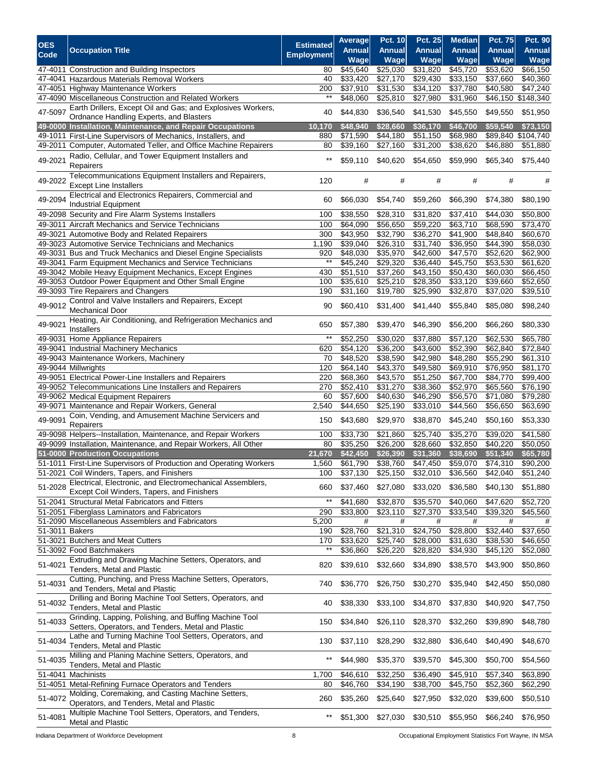| OES Code | Occupation Title | Estimated Employment | Average Annual Wage | Pct. 10 Annual Wage | Pct. 25 Annual Wage | Median Annual Wage | Pct. 75 Annual Wage | Pct. 90 Annual Wage |
|---|---|---|---|---|---|---|---|---|
| 47-4011 | Construction and Building Inspectors | 80 | $45,640 | $25,030 | $31,820 | $45,720 | $53,620 | $66,150 |
| 47-4041 | Hazardous Materials Removal Workers | 40 | $33,420 | $27,170 | $29,430 | $33,150 | $37,660 | $40,360 |
| 47-4051 | Highway Maintenance Workers | 200 | $37,910 | $31,530 | $34,120 | $37,780 | $40,580 | $47,240 |
| 47-4090 | Miscellaneous Construction and Related Workers | ** | $48,060 | $25,810 | $27,980 | $31,960 | $46,150 | $148,340 |
| 47-5097 | Earth Drillers, Except Oil and Gas; and Explosives Workers, Ordnance Handling Experts, and Blasters | 40 | $44,830 | $36,540 | $41,530 | $45,550 | $49,550 | $51,950 |
| **49-0000** | **Installation, Maintenance, and Repair Occupations** | **10,170** | **$48,940** | **$28,660** | **$36,170** | **$46,700** | **$59,540** | **$73,150** |
| 49-1011 | First-Line Supervisors of Mechanics, Installers, and | 880 | $71,590 | $44,180 | $51,150 | $68,980 | $89,840 | $104,740 |
| 49-2011 | Computer, Automated Teller, and Office Machine Repairers | 80 | $39,160 | $27,160 | $31,200 | $38,620 | $46,880 | $51,880 |
| 49-2021 | Radio, Cellular, and Tower Equipment Installers and Repairers | ** | $59,110 | $40,620 | $54,650 | $59,990 | $65,340 | $75,440 |
| 49-2022 | Telecommunications Equipment Installers and Repairers, Except Line Installers | 120 | # | # | # | # | # | # |
| 49-2094 | Electrical and Electronics Repairers, Commercial and Industrial Equipment | 60 | $66,030 | $54,740 | $59,260 | $66,390 | $74,380 | $80,190 |
| 49-2098 | Security and Fire Alarm Systems Installers | 100 | $38,550 | $28,310 | $31,820 | $37,410 | $44,030 | $50,800 |
| 49-3011 | Aircraft Mechanics and Service Technicians | 100 | $64,090 | $56,650 | $59,220 | $63,710 | $68,590 | $73,470 |
| 49-3021 | Automotive Body and Related Repairers | 300 | $43,950 | $32,790 | $36,270 | $41,900 | $48,840 | $60,670 |
| 49-3023 | Automotive Service Technicians and Mechanics | 1,190 | $39,040 | $26,310 | $31,740 | $36,950 | $44,390 | $58,030 |
| 49-3031 | Bus and Truck Mechanics and Diesel Engine Specialists | 920 | $48,030 | $35,970 | $42,600 | $47,570 | $52,620 | $62,900 |
| 49-3041 | Farm Equipment Mechanics and Service Technicians | ** | $45,240 | $29,320 | $36,440 | $45,750 | $53,530 | $61,620 |
| 49-3042 | Mobile Heavy Equipment Mechanics, Except Engines | 430 | $51,510 | $37,260 | $43,150 | $50,430 | $60,030 | $66,450 |
| 49-3053 | Outdoor Power Equipment and Other Small Engine | 100 | $35,610 | $25,210 | $28,350 | $33,120 | $39,660 | $52,650 |
| 49-3093 | Tire Repairers and Changers | 190 | $31,160 | $19,780 | $25,990 | $32,870 | $37,020 | $39,510 |
| 49-9012 | Control and Valve Installers and Repairers, Except Mechanical Door | 90 | $60,410 | $31,400 | $41,440 | $55,840 | $85,080 | $98,240 |
| 49-9021 | Heating, Air Conditioning, and Refrigeration Mechanics and Installers | 650 | $57,380 | $39,470 | $46,390 | $56,200 | $66,260 | $80,330 |
| 49-9031 | Home Appliance Repairers | ** | $52,250 | $30,020 | $37,880 | $57,120 | $62,530 | $65,780 |
| 49-9041 | Industrial Machinery Mechanics | 620 | $54,120 | $36,200 | $43,600 | $52,390 | $62,840 | $72,840 |
| 49-9043 | Maintenance Workers, Machinery | 70 | $48,520 | $38,590 | $42,980 | $48,280 | $55,290 | $61,310 |
| 49-9044 | Millwrights | 120 | $64,140 | $43,370 | $49,580 | $69,910 | $76,950 | $81,170 |
| 49-9051 | Electrical Power-Line Installers and Repairers | 220 | $68,360 | $43,570 | $51,250 | $67,700 | $84,770 | $99,400 |
| 49-9052 | Telecommunications Line Installers and Repairers | 270 | $52,410 | $31,270 | $38,360 | $52,970 | $65,560 | $76,190 |
| 49-9062 | Medical Equipment Repairers | 60 | $57,600 | $40,630 | $46,290 | $56,570 | $71,080 | $79,280 |
| 49-9071 | Maintenance and Repair Workers, General | 2,540 | $44,650 | $25,190 | $33,010 | $44,560 | $56,650 | $63,690 |
| 49-9091 | Coin, Vending, and Amusement Machine Servicers and Repairers | 150 | $43,680 | $29,970 | $38,870 | $45,240 | $50,160 | $53,330 |
| 49-9098 | Helpers--Installation, Maintenance, and Repair Workers | 100 | $33,730 | $21,860 | $25,740 | $35,270 | $39,020 | $41,580 |
| 49-9099 | Installation, Maintenance, and Repair Workers, All Other | 80 | $35,250 | $26,200 | $28,660 | $32,850 | $40,220 | $50,050 |
| **51-0000** | **Production Occupations** | **21,670** | **$42,450** | **$26,390** | **$31,360** | **$38,690** | **$51,340** | **$65,780** |
| 51-1011 | First-Line Supervisors of Production and Operating Workers | 1,560 | $61,790 | $38,760 | $47,450 | $59,070 | $74,310 | $90,200 |
| 51-2021 | Coil Winders, Tapers, and Finishers | 100 | $37,130 | $25,150 | $32,010 | $36,560 | $42,040 | $51,240 |
| 51-2028 | Electrical, Electronic, and Electromechanical Assemblers, Except Coil Winders, Tapers, and Finishers | 660 | $37,460 | $27,080 | $33,020 | $36,580 | $40,130 | $51,880 |
| 51-2041 | Structural Metal Fabricators and Fitters | ** | $41,680 | $32,870 | $35,570 | $40,060 | $47,620 | $52,720 |
| 51-2051 | Fiberglass Laminators and Fabricators | 290 | $33,800 | $23,110 | $27,370 | $33,540 | $39,320 | $45,560 |
| 51-2090 | Miscellaneous Assemblers and Fabricators | 5,200 | # | # | # | # | # | # |
| 51-3011 | Bakers | 190 | $28,760 | $21,310 | $24,750 | $28,800 | $32,440 | $37,650 |
| 51-3021 | Butchers and Meat Cutters | 170 | $33,620 | $25,740 | $28,000 | $31,630 | $38,530 | $46,650 |
| 51-3092 | Food Batchmakers | ** | $36,860 | $26,220 | $28,820 | $34,930 | $45,120 | $52,080 |
| 51-4021 | Extruding and Drawing Machine Setters, Operators, and Tenders, Metal and Plastic | 820 | $39,610 | $32,660 | $34,890 | $38,570 | $43,900 | $50,860 |
| 51-4031 | Cutting, Punching, and Press Machine Setters, Operators, and Tenders, Metal and Plastic | 740 | $36,770 | $26,750 | $30,270 | $35,940 | $42,450 | $50,080 |
| 51-4032 | Drilling and Boring Machine Tool Setters, Operators, and Tenders, Metal and Plastic | 40 | $38,330 | $33,100 | $34,870 | $37,830 | $40,920 | $47,750 |
| 51-4033 | Grinding, Lapping, Polishing, and Buffing Machine Tool Setters, Operators, and Tenders, Metal and Plastic | 150 | $34,840 | $26,110 | $28,370 | $32,260 | $39,890 | $48,780 |
| 51-4034 | Lathe and Turning Machine Tool Setters, Operators, and Tenders, Metal and Plastic | 130 | $37,110 | $28,290 | $32,880 | $36,640 | $40,490 | $48,670 |
| 51-4035 | Milling and Planing Machine Setters, Operators, and Tenders, Metal and Plastic | ** | $44,980 | $35,370 | $39,570 | $45,300 | $50,700 | $54,560 |
| 51-4041 | Machinists | 1,700 | $46,610 | $32,250 | $36,490 | $45,910 | $57,340 | $63,890 |
| 51-4051 | Metal-Refining Furnace Operators and Tenders | 80 | $46,760 | $34,190 | $38,700 | $45,750 | $52,360 | $62,290 |
| 51-4072 | Molding, Coremaking, and Casting Machine Setters, Operators, and Tenders, Metal and Plastic | 260 | $35,260 | $25,640 | $27,950 | $32,020 | $39,600 | $50,510 |
| 51-4081 | Multiple Machine Tool Setters, Operators, and Tenders, Metal and Plastic | ** | $51,300 | $27,030 | $30,510 | $55,950 | $66,240 | $76,950 |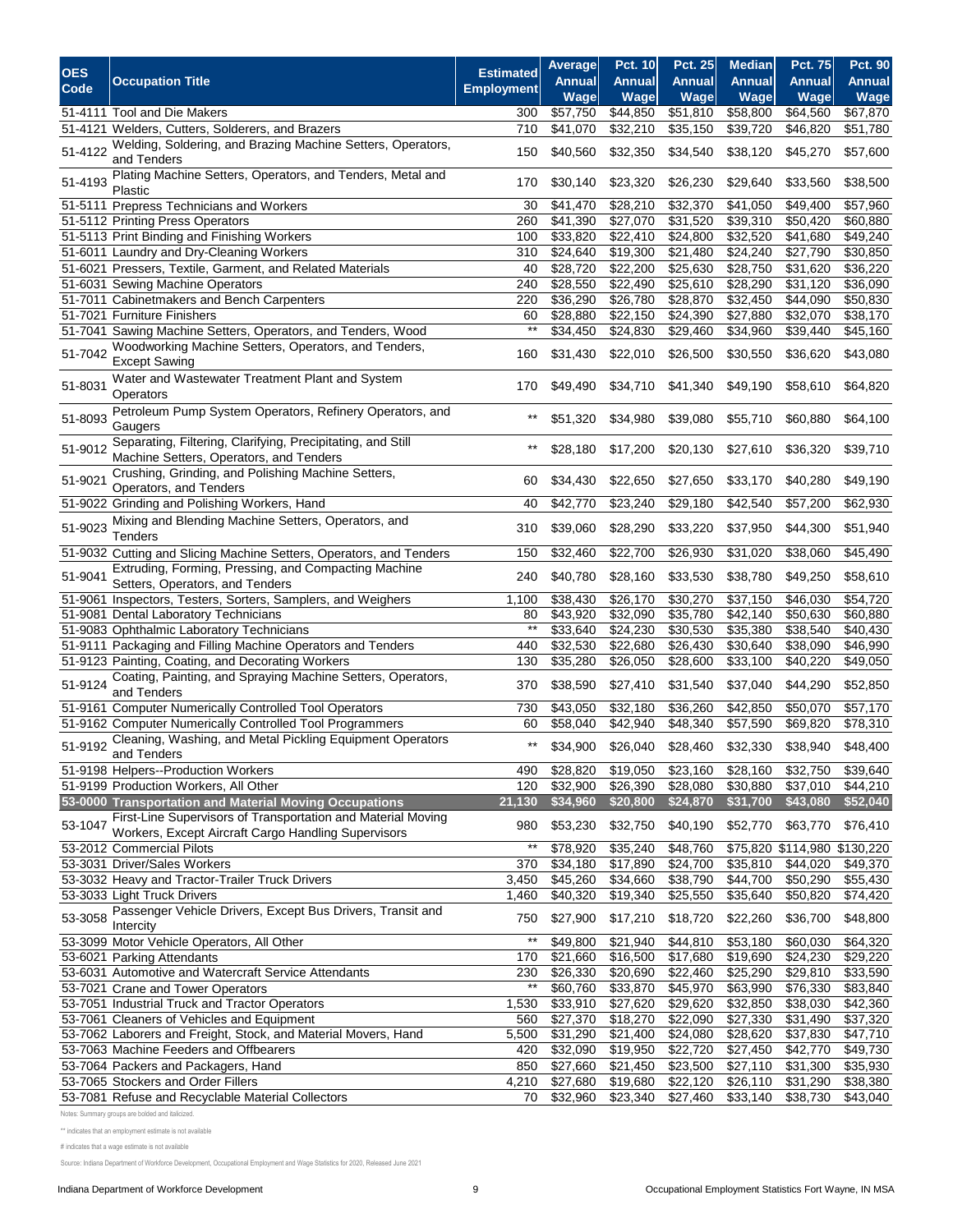| OES Code | Occupation Title | Estimated Employment | Average Annual Wage | Pct. 10 Annual Wage | Pct. 25 Annual Wage | Median Annual Wage | Pct. 75 Annual Wage | Pct. 90 Annual Wage |
|---|---|---|---|---|---|---|---|---|
| 51-4111 | Tool and Die Makers | 300 | $57,750 | $44,850 | $51,810 | $58,800 | $64,560 | $67,870 |
| 51-4121 | Welders, Cutters, Solderers, and Brazers | 710 | $41,070 | $32,210 | $35,150 | $39,720 | $46,820 | $51,780 |
| 51-4122 | Welding, Soldering, and Brazing Machine Setters, Operators, and Tenders | 150 | $40,560 | $32,350 | $34,540 | $38,120 | $45,270 | $57,600 |
| 51-4193 | Plating Machine Setters, Operators, and Tenders, Metal and Plastic | 170 | $30,140 | $23,320 | $26,230 | $29,640 | $33,560 | $38,500 |
| 51-5111 | Prepress Technicians and Workers | 30 | $41,470 | $28,210 | $32,370 | $41,050 | $49,400 | $57,960 |
| 51-5112 | Printing Press Operators | 260 | $41,390 | $27,070 | $31,520 | $39,310 | $50,420 | $60,880 |
| 51-5113 | Print Binding and Finishing Workers | 100 | $33,820 | $22,410 | $24,800 | $32,520 | $41,680 | $49,240 |
| 51-6011 | Laundry and Dry-Cleaning Workers | 310 | $24,640 | $19,300 | $21,480 | $24,240 | $27,790 | $30,850 |
| 51-6021 | Pressers, Textile, Garment, and Related Materials | 40 | $28,720 | $22,200 | $25,630 | $28,750 | $31,620 | $36,220 |
| 51-6031 | Sewing Machine Operators | 240 | $28,550 | $22,490 | $25,610 | $28,290 | $31,120 | $36,090 |
| 51-7011 | Cabinetmakers and Bench Carpenters | 220 | $36,290 | $26,780 | $28,870 | $32,450 | $44,090 | $50,830 |
| 51-7021 | Furniture Finishers | 60 | $28,880 | $22,150 | $24,390 | $27,880 | $32,070 | $38,170 |
| 51-7041 | Sawing Machine Setters, Operators, and Tenders, Wood | ** | $34,450 | $24,830 | $29,460 | $34,960 | $39,440 | $45,160 |
| 51-7042 | Woodworking Machine Setters, Operators, and Tenders, Except Sawing | 160 | $31,430 | $22,010 | $26,500 | $30,550 | $36,620 | $43,080 |
| 51-8031 | Water and Wastewater Treatment Plant and System Operators | 170 | $49,490 | $34,710 | $41,340 | $49,190 | $58,610 | $64,820 |
| 51-8093 | Petroleum Pump System Operators, Refinery Operators, and Gaugers | ** | $51,320 | $34,980 | $39,080 | $55,710 | $60,880 | $64,100 |
| 51-9012 | Separating, Filtering, Clarifying, Precipitating, and Still Machine Setters, Operators, and Tenders | ** | $28,180 | $17,200 | $20,130 | $27,610 | $36,320 | $39,710 |
| 51-9021 | Crushing, Grinding, and Polishing Machine Setters, Operators, and Tenders | 60 | $34,430 | $22,650 | $27,650 | $33,170 | $40,280 | $49,190 |
| 51-9022 | Grinding and Polishing Workers, Hand | 40 | $42,770 | $23,240 | $29,180 | $42,540 | $57,200 | $62,930 |
| 51-9023 | Mixing and Blending Machine Setters, Operators, and Tenders | 310 | $39,060 | $28,290 | $33,220 | $37,950 | $44,300 | $51,940 |
| 51-9032 | Cutting and Slicing Machine Setters, Operators, and Tenders | 150 | $32,460 | $22,700 | $26,930 | $31,020 | $38,060 | $45,490 |
| 51-9041 | Extruding, Forming, Pressing, and Compacting Machine Setters, Operators, and Tenders | 240 | $40,780 | $28,160 | $33,530 | $38,780 | $49,250 | $58,610 |
| 51-9061 | Inspectors, Testers, Sorters, Samplers, and Weighers | 1,100 | $38,430 | $26,170 | $30,270 | $37,150 | $46,030 | $54,720 |
| 51-9081 | Dental Laboratory Technicians | 80 | $43,920 | $32,090 | $35,780 | $42,140 | $50,630 | $60,880 |
| 51-9083 | Ophthalmic Laboratory Technicians | ** | $33,640 | $24,230 | $30,530 | $35,380 | $38,540 | $40,430 |
| 51-9111 | Packaging and Filling Machine Operators and Tenders | 440 | $32,530 | $22,680 | $26,430 | $30,640 | $38,090 | $46,990 |
| 51-9123 | Painting, Coating, and Decorating Workers | 130 | $35,280 | $26,050 | $28,600 | $33,100 | $40,220 | $49,050 |
| 51-9124 | Coating, Painting, and Spraying Machine Setters, Operators, and Tenders | 370 | $38,590 | $27,410 | $31,540 | $37,040 | $44,290 | $52,850 |
| 51-9161 | Computer Numerically Controlled Tool Operators | 730 | $43,050 | $32,180 | $36,260 | $42,850 | $50,070 | $57,170 |
| 51-9162 | Computer Numerically Controlled Tool Programmers | 60 | $58,040 | $42,940 | $48,340 | $57,590 | $69,820 | $78,310 |
| 51-9192 | Cleaning, Washing, and Metal Pickling Equipment Operators and Tenders | ** | $34,900 | $26,040 | $28,460 | $32,330 | $38,940 | $48,400 |
| 51-9198 | Helpers--Production Workers | 490 | $28,820 | $19,050 | $23,160 | $28,160 | $32,750 | $39,640 |
| 51-9199 | Production Workers, All Other | 120 | $32,900 | $26,390 | $28,080 | $30,880 | $37,010 | $44,210 |
| ***53-0000*** | ***Transportation and Material Moving Occupations*** | ***21,130*** | ***$34,960*** | ***$20,800*** | ***$24,870*** | ***$31,700*** | ***$43,080*** | ***$52,040*** |
| 53-1047 | First-Line Supervisors of Transportation and Material Moving Workers, Except Aircraft Cargo Handling Supervisors | 980 | $53,230 | $32,750 | $40,190 | $52,770 | $63,770 | $76,410 |
| 53-2012 | Commercial Pilots | ** | $78,920 | $35,240 | $48,760 | $75,820 | $114,980 | $130,220 |
| 53-3031 | Driver/Sales Workers | 370 | $34,180 | $17,890 | $24,700 | $35,810 | $44,020 | $49,370 |
| 53-3032 | Heavy and Tractor-Trailer Truck Drivers | 3,450 | $45,260 | $34,660 | $38,790 | $44,700 | $50,290 | $55,430 |
| 53-3033 | Light Truck Drivers | 1,460 | $40,320 | $19,340 | $25,550 | $35,640 | $50,820 | $74,420 |
| 53-3058 | Passenger Vehicle Drivers, Except Bus Drivers, Transit and Intercity | 750 | $27,900 | $17,210 | $18,720 | $22,260 | $36,700 | $48,800 |
| 53-3099 | Motor Vehicle Operators, All Other | ** | $49,800 | $21,940 | $44,810 | $53,180 | $60,030 | $64,320 |
| 53-6021 | Parking Attendants | 170 | $21,660 | $16,500 | $17,680 | $19,690 | $24,230 | $29,220 |
| 53-6031 | Automotive and Watercraft Service Attendants | 230 | $26,330 | $20,690 | $22,460 | $25,290 | $29,810 | $33,590 |
| 53-7021 | Crane and Tower Operators | ** | $60,760 | $33,870 | $45,970 | $63,990 | $76,330 | $83,840 |
| 53-7051 | Industrial Truck and Tractor Operators | 1,530 | $33,910 | $27,620 | $29,620 | $32,850 | $38,030 | $42,360 |
| 53-7061 | Cleaners of Vehicles and Equipment | 560 | $27,370 | $18,270 | $22,090 | $27,330 | $31,490 | $37,320 |
| 53-7062 | Laborers and Freight, Stock, and Material Movers, Hand | 5,500 | $31,290 | $21,400 | $24,080 | $28,620 | $37,830 | $47,710 |
| 53-7063 | Machine Feeders and Offbearers | 420 | $32,090 | $19,950 | $22,720 | $27,450 | $42,770 | $49,730 |
| 53-7064 | Packers and Packagers, Hand | 850 | $27,660 | $21,450 | $23,500 | $27,110 | $31,300 | $35,930 |
| 53-7065 | Stockers and Order Fillers | 4,210 | $27,680 | $19,680 | $22,120 | $26,110 | $31,290 | $38,380 |
| 53-7081 | Refuse and Recyclable Material Collectors | 70 | $32,960 | $23,340 | $27,460 | $33,140 | $38,730 | $43,040 |

Notes: Summary groups are bolded and italicized.

** indicates that an employment estimate is not available

# indicates that a wage estimate is not available

Source: Indiana Department of Workforce Development, Occupational Employment and Wage Statistics for 2020, Released June 2021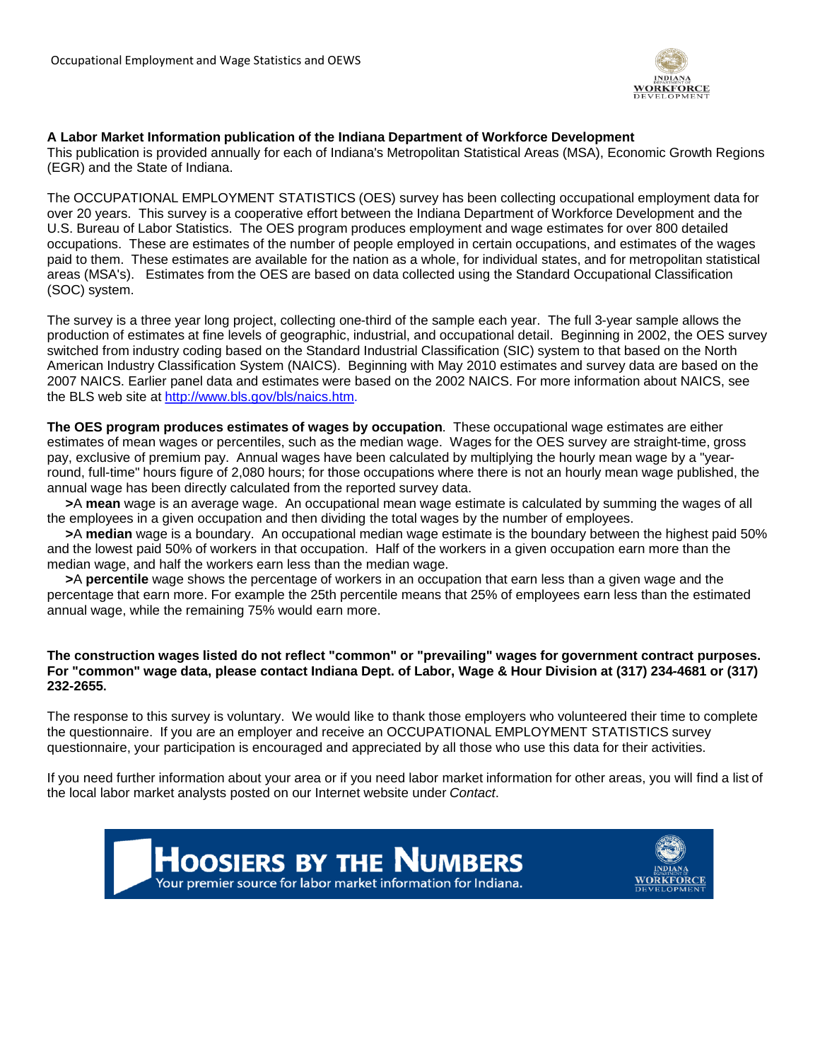Occupational Employment and Wage Statistics and OEWS

**A Labor Market Information publication of the Indiana Department of Workforce Development**
This publication is provided annually for each of Indiana's Metropolitan Statistical Areas (MSA), Economic Growth Regions (EGR) and the State of Indiana.

The OCCUPATIONAL EMPLOYMENT STATISTICS (OES) survey has been collecting occupational employment data for over 20 years. This survey is a cooperative effort between the Indiana Department of Workforce Development and the U.S. Bureau of Labor Statistics. The OES program produces employment and wage estimates for over 800 detailed occupations. These are estimates of the number of people employed in certain occupations, and estimates of the wages paid to them. These estimates are available for the nation as a whole, for individual states, and for metropolitan statistical areas (MSA's). Estimates from the OES are based on data collected using the Standard Occupational Classification (SOC) system.

The survey is a three year long project, collecting one-third of the sample each year. The full 3-year sample allows the production of estimates at fine levels of geographic, industrial, and occupational detail. Beginning in 2002, the OES survey switched from industry coding based on the Standard Industrial Classification (SIC) system to that based on the North American Industry Classification System (NAICS). Beginning with May 2010 estimates and survey data are based on the 2007 NAICS. Earlier panel data and estimates were based on the 2002 NAICS. For more information about NAICS, see the BLS web site at http://www.bls.gov/bls/naics.htm.

**The OES program produces estimates of wages by occupation**. These occupational wage estimates are either estimates of mean wages or percentiles, such as the median wage. Wages for the OES survey are straight-time, gross pay, exclusive of premium pay. Annual wages have been calculated by multiplying the hourly mean wage by a "year-round, full-time" hours figure of 2,080 hours; for those occupations where there is not an hourly mean wage published, the annual wage has been directly calculated from the reported survey data.

**>**A **mean** wage is an average wage. An occupational mean wage estimate is calculated by summing the wages of all the employees in a given occupation and then dividing the total wages by the number of employees.

**>**A **median** wage is a boundary. An occupational median wage estimate is the boundary between the highest paid 50% and the lowest paid 50% of workers in that occupation. Half of the workers in a given occupation earn more than the median wage, and half the workers earn less than the median wage.

**>**A **percentile** wage shows the percentage of workers in an occupation that earn less than a given wage and the percentage that earn more. For example the 25th percentile means that 25% of employees earn less than the estimated annual wage, while the remaining 75% would earn more.

**The construction wages listed do not reflect "common" or "prevailing" wages for government contract purposes. For "common" wage data, please contact Indiana Dept. of Labor, Wage & Hour Division at (317) 234-4681 or (317) 232-2655.**

The response to this survey is voluntary. We would like to thank those employers who volunteered their time to complete the questionnaire. If you are an employer and receive an OCCUPATIONAL EMPLOYMENT STATISTICS survey questionnaire, your participation is encouraged and appreciated by all those who use this data for their activities.

If you need further information about your area or if you need labor market information for other areas, you will find a list of the local labor market analysts posted on our Internet website under *Contact*.

**HOOSIERS BY THE NUMBERS**
Your premier source for labor market information for Indiana.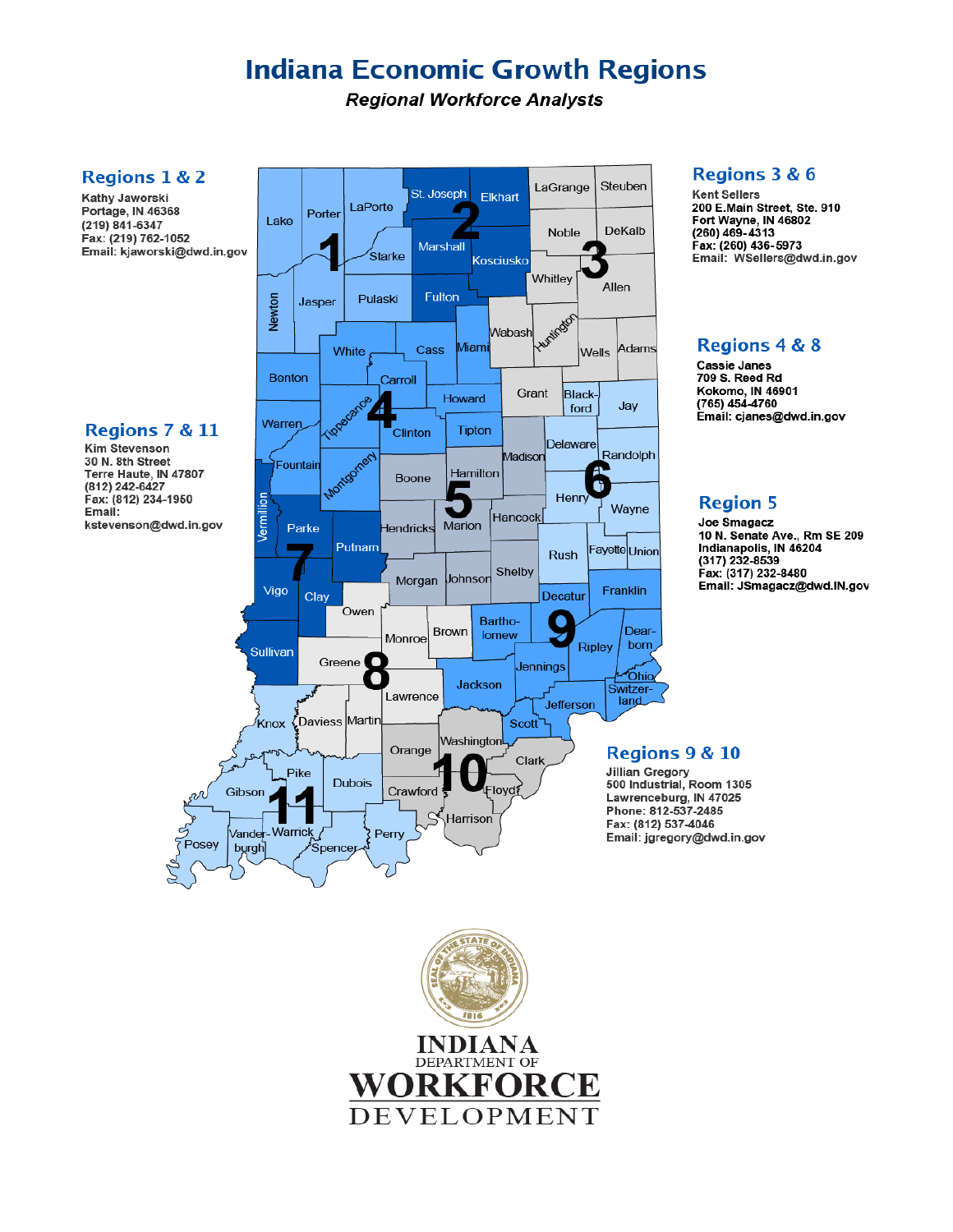# Indiana Economic Growth Regions

***Regional Workforce Analysts***

## Regions 1 & 2

**Kathy Jaworski**
**Portage, IN 46368**
**(219) 841-6347**
**Fax: (219) 762-1052**
**Email: kjaworski@dwd.in.gov**

## Regions 3 & 6

**Kent Sellers**
**200 E.Main Street, Ste. 910**
**Fort Wayne, IN 46802**
**(260) 469-4313**
**Fax: (260) 436-5973**
**Email: WSellers@dwd.in.gov**

## Regions 4 & 8

**Cassie Janes**
**709 S. Reed Rd**
**Kokomo, IN 46901**
**(765) 454-4760**
**Email: cjanes@dwd.in.gov**

## Regions 7 & 11

**Kim Stevenson**
**30 N. 8th Street**
**Terre Haute, IN 47807**
**(812) 242-6427**
**Fax: (812) 234-1950**
**Email:**
**kstevenson@dwd.in.gov**

## Region 5

**Joe Smagacz**
**10 N. Senate Ave., Rm SE 209**
**Indianapolis, IN 46204**
**(317) 232-8539**
**Fax: (317) 232-8480**
**Email: JSmagacz@dwd.IN.gov**

## Regions 9 & 10

**Jillian Gregory**
**500 Industrial, Room 1305**
**Lawrenceburg, IN 47025**
**Phone: 812-537-2485**
**Fax: (812) 537-4046**
**Email: jgregory@dwd.in.gov**

1
Lake
Porter
LaPorte
Starke
Newton
Jasper
Pulaski

2
St. Joseph
Elkhart
Marshall
Kosciusko
Fulton

3
LaGrange
Steuben
Noble
DeKalb
Whitley
Allen
Wabash
Huntington
Wells
Adams

4
White
Cass
Miami
Benton
Carroll
Howard
Warren
Tippecanoe
Clinton
Tipton
Fountain
Montgomery

5
Grant
Madison
Boone
Hamilton
Hendricks
Marion
Hancock
Morgan
Johnson
Shelby

6
Blackford
Jay
Delaware
Randolph
Henry
Wayne
Rush
Fayette
Union

7
Vermillion
Parke
Putnam
Vigo
Clay
Sullivan

8
Owen
Monroe
Brown
Greene
Lawrence
Daviess
Martin

9
Decatur
Franklin
Bartholomew
Ripley
Dearborn
Jennings
Ohio
Jackson
Switzerland
Jefferson
Scott

10
Orange
Washington
Clark
Crawford
Floyd
Harrison

11
Knox
Pike
Gibson
Dubois
Posey
Vanderburgh
Warrick
Spencer
Perry

INDIANA
DEPARTMENT OF
WORKFORCE
DEVELOPMENT